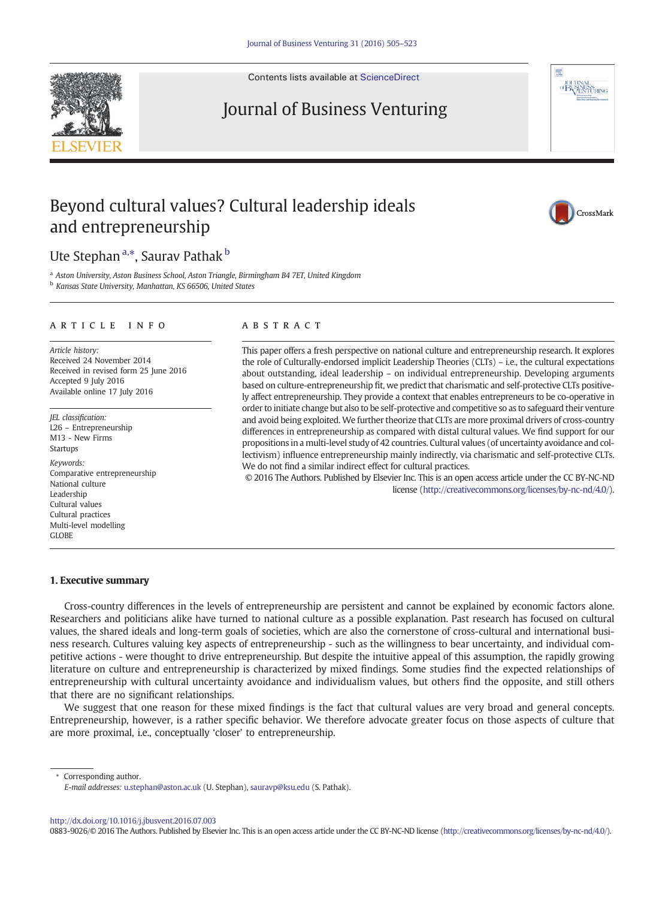Contents lists available at ScienceDirect

# Journal of Business Venturing

# Beyond cultural values? Cultural leadership ideals and entrepreneurship

Ute Stephan [a,*], Saurav Pathak [b]

[a] Aston University, Aston Business School, Aston Triangle, Birmingham B4 7ET, United Kingdom
[b] Kansas State University, Manhattan, KS 66506, United States

## ARTICLE INFO

*Article history:*
Received 24 November 2014
Received in revised form 25 June 2016
Accepted 9 July 2016
Available online 17 July 2016

*JEL classification:*
L26 – Entrepreneurship
M13 - New Firms
Startups

*Keywords:*
Comparative entrepreneurship
National culture
Leadership
Cultural values
Cultural practices
Multi-level modelling
GLOBE

## ABSTRACT

This paper offers a fresh perspective on national culture and entrepreneurship research. It explores the role of Culturally-endorsed implicit Leadership Theories (CLTs) – i.e., the cultural expectations about outstanding, ideal leadership – on individual entrepreneurship. Developing arguments based on culture-entrepreneurship fit, we predict that charismatic and self-protective CLTs positively affect entrepreneurship. They provide a context that enables entrepreneurs to be co-operative in order to initiate change but also to be self-protective and competitive so as to safeguard their venture and avoid being exploited. We further theorize that CLTs are more proximal drivers of cross-country differences in entrepreneurship as compared with distal cultural values. We find support for our propositions in a multi-level study of 42 countries. Cultural values (of uncertainty avoidance and collectivism) influence entrepreneurship mainly indirectly, via charismatic and self-protective CLTs. We do not find a similar indirect effect for cultural practices.

© 2016 The Authors. Published by Elsevier Inc. This is an open access article under the CC BY-NC-ND license (http://creativecommons.org/licenses/by-nc-nd/4.0/).

## 1. Executive summary

Cross-country differences in the levels of entrepreneurship are persistent and cannot be explained by economic factors alone. Researchers and politicians alike have turned to national culture as a possible explanation. Past research has focused on cultural values, the shared ideals and long-term goals of societies, which are also the cornerstone of cross-cultural and international business research. Cultures valuing key aspects of entrepreneurship - such as the willingness to bear uncertainty, and individual competitive actions - were thought to drive entrepreneurship. But despite the intuitive appeal of this assumption, the rapidly growing literature on culture and entrepreneurship is characterized by mixed findings. Some studies find the expected relationships of entrepreneurship with cultural uncertainty avoidance and individualism values, but others find the opposite, and still others that there are no significant relationships.

We suggest that one reason for these mixed findings is the fact that cultural values are very broad and general concepts. Entrepreneurship, however, is a rather specific behavior. We therefore advocate greater focus on those aspects of culture that are more proximal, i.e., conceptually 'closer' to entrepreneurship.

---

* Corresponding author.
*E-mail addresses:* u.stephan@aston.ac.uk (U. Stephan), sauravp@ksu.edu (S. Pathak).

http://dx.doi.org/10.1016/j.jbusvent.2016.07.003
0883-9026/© 2016 The Authors. Published by Elsevier Inc. This is an open access article under the CC BY-NC-ND license (http://creativecommons.org/licenses/by-nc-nd/4.0/).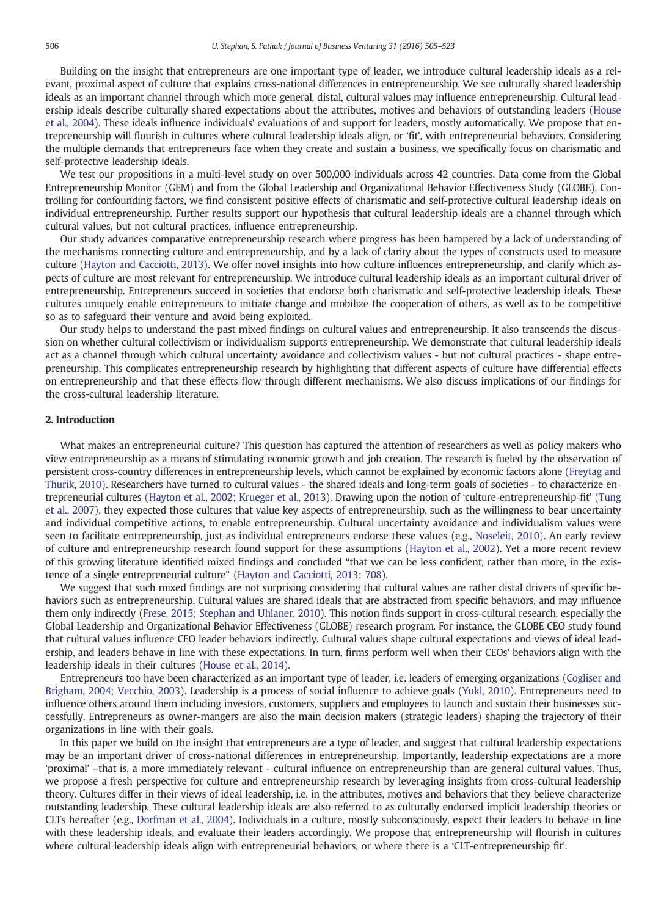Building on the insight that entrepreneurs are one important type of leader, we introduce cultural leadership ideals as a relevant, proximal aspect of culture that explains cross-national differences in entrepreneurship. We see culturally shared leadership ideals as an important channel through which more general, distal, cultural values may influence entrepreneurship. Cultural leadership ideals describe culturally shared expectations about the attributes, motives and behaviors of outstanding leaders (House et al., 2004). These ideals influence individuals' evaluations of and support for leaders, mostly automatically. We propose that entrepreneurship will flourish in cultures where cultural leadership ideals align, or 'fit', with entrepreneurial behaviors. Considering the multiple demands that entrepreneurs face when they create and sustain a business, we specifically focus on charismatic and self-protective leadership ideals.

We test our propositions in a multi-level study on over 500,000 individuals across 42 countries. Data come from the Global Entrepreneurship Monitor (GEM) and from the Global Leadership and Organizational Behavior Effectiveness Study (GLOBE). Controlling for confounding factors, we find consistent positive effects of charismatic and self-protective cultural leadership ideals on individual entrepreneurship. Further results support our hypothesis that cultural leadership ideals are a channel through which cultural values, but not cultural practices, influence entrepreneurship.

Our study advances comparative entrepreneurship research where progress has been hampered by a lack of understanding of the mechanisms connecting culture and entrepreneurship, and by a lack of clarity about the types of constructs used to measure culture (Hayton and Cacciotti, 2013). We offer novel insights into how culture influences entrepreneurship, and clarify which aspects of culture are most relevant for entrepreneurship. We introduce cultural leadership ideals as an important cultural driver of entrepreneurship. Entrepreneurs succeed in societies that endorse both charismatic and self-protective leadership ideals. These cultures uniquely enable entrepreneurs to initiate change and mobilize the cooperation of others, as well as to be competitive so as to safeguard their venture and avoid being exploited.

Our study helps to understand the past mixed findings on cultural values and entrepreneurship. It also transcends the discussion on whether cultural collectivism or individualism supports entrepreneurship. We demonstrate that cultural leadership ideals act as a channel through which cultural uncertainty avoidance and collectivism values - but not cultural practices - shape entrepreneurship. This complicates entrepreneurship research by highlighting that different aspects of culture have differential effects on entrepreneurship and that these effects flow through different mechanisms. We also discuss implications of our findings for the cross-cultural leadership literature.

## 2. Introduction

What makes an entrepreneurial culture? This question has captured the attention of researchers as well as policy makers who view entrepreneurship as a means of stimulating economic growth and job creation. The research is fueled by the observation of persistent cross-country differences in entrepreneurship levels, which cannot be explained by economic factors alone (Freytag and Thurik, 2010). Researchers have turned to cultural values - the shared ideals and long-term goals of societies - to characterize entrepreneurial cultures (Hayton et al., 2002; Krueger et al., 2013). Drawing upon the notion of 'culture-entrepreneurship-fit' (Tung et al., 2007), they expected those cultures that value key aspects of entrepreneurship, such as the willingness to bear uncertainty and individual competitive actions, to enable entrepreneurship. Cultural uncertainty avoidance and individualism values were seen to facilitate entrepreneurship, just as individual entrepreneurs endorse these values (e.g., Noseleit, 2010). An early review of culture and entrepreneurship research found support for these assumptions (Hayton et al., 2002). Yet a more recent review of this growing literature identified mixed findings and concluded "that we can be less confident, rather than more, in the existence of a single entrepreneurial culture" (Hayton and Cacciotti, 2013: 708).

We suggest that such mixed findings are not surprising considering that cultural values are rather distal drivers of specific behaviors such as entrepreneurship. Cultural values are shared ideals that are abstracted from specific behaviors, and may influence them only indirectly (Frese, 2015; Stephan and Uhlaner, 2010). This notion finds support in cross-cultural research, especially the Global Leadership and Organizational Behavior Effectiveness (GLOBE) research program. For instance, the GLOBE CEO study found that cultural values influence CEO leader behaviors indirectly. Cultural values shape cultural expectations and views of ideal leadership, and leaders behave in line with these expectations. In turn, firms perform well when their CEOs' behaviors align with the leadership ideals in their cultures (House et al., 2014).

Entrepreneurs too have been characterized as an important type of leader, i.e. leaders of emerging organizations (Cogliser and Brigham, 2004; Vecchio, 2003). Leadership is a process of social influence to achieve goals (Yukl, 2010). Entrepreneurs need to influence others around them including investors, customers, suppliers and employees to launch and sustain their businesses successfully. Entrepreneurs as owner-mangers are also the main decision makers (strategic leaders) shaping the trajectory of their organizations in line with their goals.

In this paper we build on the insight that entrepreneurs are a type of leader, and suggest that cultural leadership expectations may be an important driver of cross-national differences in entrepreneurship. Importantly, leadership expectations are a more 'proximal' –that is, a more immediately relevant - cultural influence on entrepreneurship than are general cultural values. Thus, we propose a fresh perspective for culture and entrepreneurship research by leveraging insights from cross-cultural leadership theory. Cultures differ in their views of ideal leadership, i.e. in the attributes, motives and behaviors that they believe characterize outstanding leadership. These cultural leadership ideals are also referred to as culturally endorsed implicit leadership theories or CLTs hereafter (e.g., Dorfman et al., 2004). Individuals in a culture, mostly subconsciously, expect their leaders to behave in line with these leadership ideals, and evaluate their leaders accordingly. We propose that entrepreneurship will flourish in cultures where cultural leadership ideals align with entrepreneurial behaviors, or where there is a 'CLT-entrepreneurship fit'.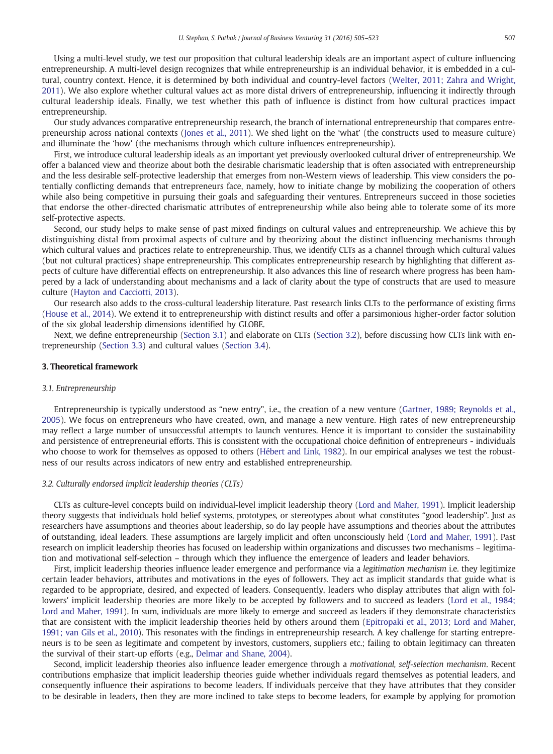Using a multi-level study, we test our proposition that cultural leadership ideals are an important aspect of culture influencing entrepreneurship. A multi-level design recognizes that while entrepreneurship is an individual behavior, it is embedded in a cultural, country context. Hence, it is determined by both individual and country-level factors (Welter, 2011; Zahra and Wright, 2011). We also explore whether cultural values act as more distal drivers of entrepreneurship, influencing it indirectly through cultural leadership ideals. Finally, we test whether this path of influence is distinct from how cultural practices impact entrepreneurship.

Our study advances comparative entrepreneurship research, the branch of international entrepreneurship that compares entrepreneurship across national contexts (Jones et al., 2011). We shed light on the 'what' (the constructs used to measure culture) and illuminate the 'how' (the mechanisms through which culture influences entrepreneurship).

First, we introduce cultural leadership ideals as an important yet previously overlooked cultural driver of entrepreneurship. We offer a balanced view and theorize about both the desirable charismatic leadership that is often associated with entrepreneurship and the less desirable self-protective leadership that emerges from non-Western views of leadership. This view considers the potentially conflicting demands that entrepreneurs face, namely, how to initiate change by mobilizing the cooperation of others while also being competitive in pursuing their goals and safeguarding their ventures. Entrepreneurs succeed in those societies that endorse the other-directed charismatic attributes of entrepreneurship while also being able to tolerate some of its more self-protective aspects.

Second, our study helps to make sense of past mixed findings on cultural values and entrepreneurship. We achieve this by distinguishing distal from proximal aspects of culture and by theorizing about the distinct influencing mechanisms through which cultural values and practices relate to entrepreneurship. Thus, we identify CLTs as a channel through which cultural values (but not cultural practices) shape entrepreneurship. This complicates entrepreneurship research by highlighting that different aspects of culture have differential effects on entrepreneurship. It also advances this line of research where progress has been hampered by a lack of understanding about mechanisms and a lack of clarity about the type of constructs that are used to measure culture (Hayton and Cacciotti, 2013).

Our research also adds to the cross-cultural leadership literature. Past research links CLTs to the performance of existing firms (House et al., 2014). We extend it to entrepreneurship with distinct results and offer a parsimonious higher-order factor solution of the six global leadership dimensions identified by GLOBE.

Next, we define entrepreneurship (Section 3.1) and elaborate on CLTs (Section 3.2), before discussing how CLTs link with entrepreneurship (Section 3.3) and cultural values (Section 3.4).

## 3. Theoretical framework

### 3.1. Entrepreneurship

Entrepreneurship is typically understood as "new entry", i.e., the creation of a new venture (Gartner, 1989; Reynolds et al., 2005). We focus on entrepreneurs who have created, own, and manage a new venture. High rates of new entrepreneurship may reflect a large number of unsuccessful attempts to launch ventures. Hence it is important to consider the sustainability and persistence of entrepreneurial efforts. This is consistent with the occupational choice definition of entrepreneurs - individuals who choose to work for themselves as opposed to others (Hébert and Link, 1982). In our empirical analyses we test the robustness of our results across indicators of new entry and established entrepreneurship.

### 3.2. Culturally endorsed implicit leadership theories (CLTs)

CLTs as culture-level concepts build on individual-level implicit leadership theory (Lord and Maher, 1991). Implicit leadership theory suggests that individuals hold belief systems, prototypes, or stereotypes about what constitutes "good leadership". Just as researchers have assumptions and theories about leadership, so do lay people have assumptions and theories about the attributes of outstanding, ideal leaders. These assumptions are largely implicit and often unconsciously held (Lord and Maher, 1991). Past research on implicit leadership theories has focused on leadership within organizations and discusses two mechanisms – legitimation and motivational self-selection – through which they influence the emergence of leaders and leader behaviors.

First, implicit leadership theories influence leader emergence and performance via a *legitimation mechanism* i.e. they legitimize certain leader behaviors, attributes and motivations in the eyes of followers. They act as implicit standards that guide what is regarded to be appropriate, desired, and expected of leaders. Consequently, leaders who display attributes that align with followers' implicit leadership theories are more likely to be accepted by followers and to succeed as leaders (Lord et al., 1984; Lord and Maher, 1991). In sum, individuals are more likely to emerge and succeed as leaders if they demonstrate characteristics that are consistent with the implicit leadership theories held by others around them (Epitropaki et al., 2013; Lord and Maher, 1991; van Gils et al., 2010). This resonates with the findings in entrepreneurship research. A key challenge for starting entrepreneurs is to be seen as legitimate and competent by investors, customers, suppliers etc.; failing to obtain legitimacy can threaten the survival of their start-up efforts (e.g., Delmar and Shane, 2004).

Second, implicit leadership theories also influence leader emergence through a *motivational, self-selection mechanism*. Recent contributions emphasize that implicit leadership theories guide whether individuals regard themselves as potential leaders, and consequently influence their aspirations to become leaders. If individuals perceive that they have attributes that they consider to be desirable in leaders, then they are more inclined to take steps to become leaders, for example by applying for promotion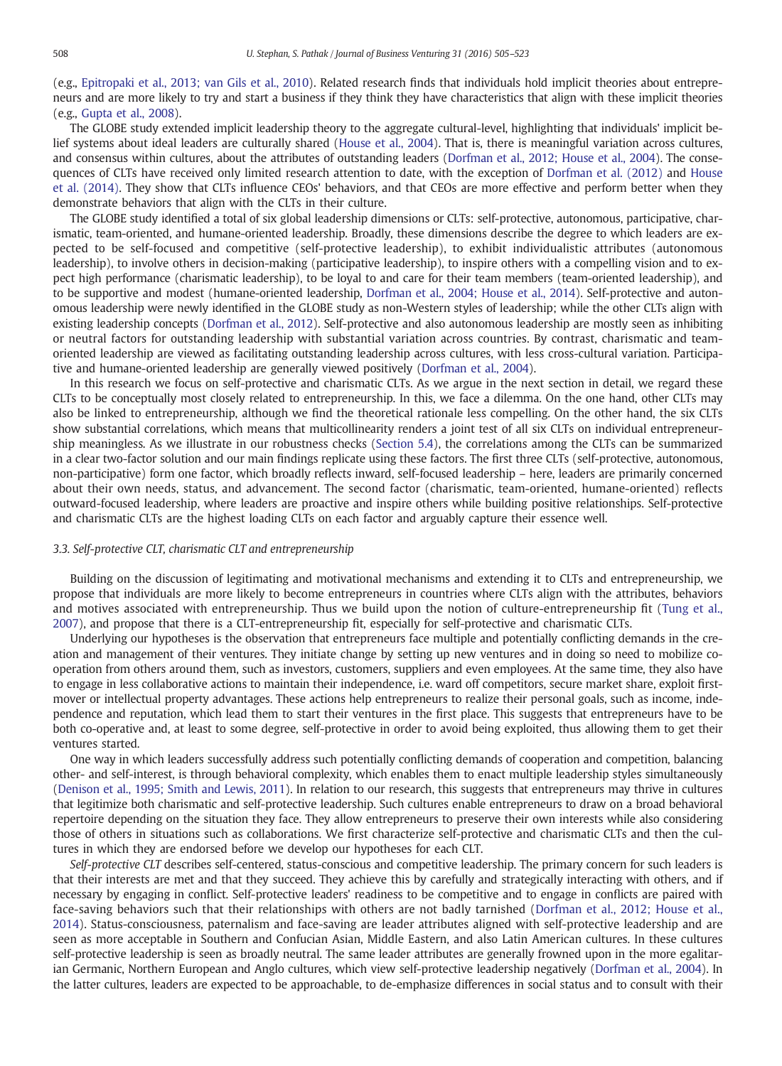(e.g., Epitropaki et al., 2013; van Gils et al., 2010). Related research finds that individuals hold implicit theories about entrepreneurs and are more likely to try and start a business if they think they have characteristics that align with these implicit theories (e.g., Gupta et al., 2008).

The GLOBE study extended implicit leadership theory to the aggregate cultural-level, highlighting that individuals' implicit belief systems about ideal leaders are culturally shared (House et al., 2004). That is, there is meaningful variation across cultures, and consensus within cultures, about the attributes of outstanding leaders (Dorfman et al., 2012; House et al., 2004). The consequences of CLTs have received only limited research attention to date, with the exception of Dorfman et al. (2012) and House et al. (2014). They show that CLTs influence CEOs' behaviors, and that CEOs are more effective and perform better when they demonstrate behaviors that align with the CLTs in their culture.

The GLOBE study identified a total of six global leadership dimensions or CLTs: self-protective, autonomous, participative, charismatic, team-oriented, and humane-oriented leadership. Broadly, these dimensions describe the degree to which leaders are expected to be self-focused and competitive (self-protective leadership), to exhibit individualistic attributes (autonomous leadership), to involve others in decision-making (participative leadership), to inspire others with a compelling vision and to expect high performance (charismatic leadership), to be loyal to and care for their team members (team-oriented leadership), and to be supportive and modest (humane-oriented leadership, Dorfman et al., 2004; House et al., 2014). Self-protective and autonomous leadership were newly identified in the GLOBE study as non-Western styles of leadership; while the other CLTs align with existing leadership concepts (Dorfman et al., 2012). Self-protective and also autonomous leadership are mostly seen as inhibiting or neutral factors for outstanding leadership with substantial variation across countries. By contrast, charismatic and team-oriented leadership are viewed as facilitating outstanding leadership across cultures, with less cross-cultural variation. Participative and humane-oriented leadership are generally viewed positively (Dorfman et al., 2004).

In this research we focus on self-protective and charismatic CLTs. As we argue in the next section in detail, we regard these CLTs to be conceptually most closely related to entrepreneurship. In this, we face a dilemma. On the one hand, other CLTs may also be linked to entrepreneurship, although we find the theoretical rationale less compelling. On the other hand, the six CLTs show substantial correlations, which means that multicollinearity renders a joint test of all six CLTs on individual entrepreneurship meaningless. As we illustrate in our robustness checks (Section 5.4), the correlations among the CLTs can be summarized in a clear two-factor solution and our main findings replicate using these factors. The first three CLTs (self-protective, autonomous, non-participative) form one factor, which broadly reflects inward, self-focused leadership – here, leaders are primarily concerned about their own needs, status, and advancement. The second factor (charismatic, team-oriented, humane-oriented) reflects outward-focused leadership, where leaders are proactive and inspire others while building positive relationships. Self-protective and charismatic CLTs are the highest loading CLTs on each factor and arguably capture their essence well.

### 3.3. Self-protective CLT, charismatic CLT and entrepreneurship

Building on the discussion of legitimating and motivational mechanisms and extending it to CLTs and entrepreneurship, we propose that individuals are more likely to become entrepreneurs in countries where CLTs align with the attributes, behaviors and motives associated with entrepreneurship. Thus we build upon the notion of culture-entrepreneurship fit (Tung et al., 2007), and propose that there is a CLT-entrepreneurship fit, especially for self-protective and charismatic CLTs.

Underlying our hypotheses is the observation that entrepreneurs face multiple and potentially conflicting demands in the creation and management of their ventures. They initiate change by setting up new ventures and in doing so need to mobilize cooperation from others around them, such as investors, customers, suppliers and even employees. At the same time, they also have to engage in less collaborative actions to maintain their independence, i.e. ward off competitors, secure market share, exploit first-mover or intellectual property advantages. These actions help entrepreneurs to realize their personal goals, such as income, independence and reputation, which lead them to start their ventures in the first place. This suggests that entrepreneurs have to be both co-operative and, at least to some degree, self-protective in order to avoid being exploited, thus allowing them to get their ventures started.

One way in which leaders successfully address such potentially conflicting demands of cooperation and competition, balancing other- and self-interest, is through behavioral complexity, which enables them to enact multiple leadership styles simultaneously (Denison et al., 1995; Smith and Lewis, 2011). In relation to our research, this suggests that entrepreneurs may thrive in cultures that legitimize both charismatic and self-protective leadership. Such cultures enable entrepreneurs to draw on a broad behavioral repertoire depending on the situation they face. They allow entrepreneurs to preserve their own interests while also considering those of others in situations such as collaborations. We first characterize self-protective and charismatic CLTs and then the cultures in which they are endorsed before we develop our hypotheses for each CLT.

*Self-protective CLT* describes self-centered, status-conscious and competitive leadership. The primary concern for such leaders is that their interests are met and that they succeed. They achieve this by carefully and strategically interacting with others, and if necessary by engaging in conflict. Self-protective leaders' readiness to be competitive and to engage in conflicts are paired with face-saving behaviors such that their relationships with others are not badly tarnished (Dorfman et al., 2012; House et al., 2014). Status-consciousness, paternalism and face-saving are leader attributes aligned with self-protective leadership and are seen as more acceptable in Southern and Confucian Asian, Middle Eastern, and also Latin American cultures. In these cultures self-protective leadership is seen as broadly neutral. The same leader attributes are generally frowned upon in the more egalitarian Germanic, Northern European and Anglo cultures, which view self-protective leadership negatively (Dorfman et al., 2004). In the latter cultures, leaders are expected to be approachable, to de-emphasize differences in social status and to consult with their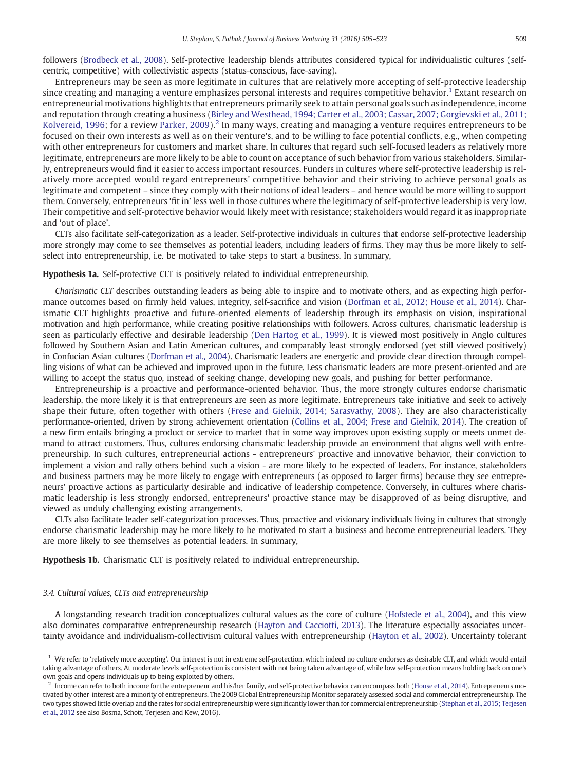followers (Brodbeck et al., 2008). Self-protective leadership blends attributes considered typical for individualistic cultures (self-centric, competitive) with collectivistic aspects (status-conscious, face-saving).

Entrepreneurs may be seen as more legitimate in cultures that are relatively more accepting of self-protective leadership since creating and managing a venture emphasizes personal interests and requires competitive behavior.[1] Extant research on entrepreneurial motivations highlights that entrepreneurs primarily seek to attain personal goals such as independence, income and reputation through creating a business (Birley and Westhead, 1994; Carter et al., 2003; Cassar, 2007; Gorgievski et al., 2011; Kolvereid, 1996; for a review Parker, 2009).[2] In many ways, creating and managing a venture requires entrepreneurs to be focused on their own interests as well as on their venture's, and to be willing to face potential conflicts, e.g., when competing with other entrepreneurs for customers and market share. In cultures that regard such self-focused leaders as relatively more legitimate, entrepreneurs are more likely to be able to count on acceptance of such behavior from various stakeholders. Similarly, entrepreneurs would find it easier to access important resources. Funders in cultures where self-protective leadership is relatively more accepted would regard entrepreneurs' competitive behavior and their striving to achieve personal goals as legitimate and competent – since they comply with their notions of ideal leaders – and hence would be more willing to support them. Conversely, entrepreneurs 'fit in' less well in those cultures where the legitimacy of self-protective leadership is very low. Their competitive and self-protective behavior would likely meet with resistance; stakeholders would regard it as inappropriate and 'out of place'.

CLTs also facilitate self-categorization as a leader. Self-protective individuals in cultures that endorse self-protective leadership more strongly may come to see themselves as potential leaders, including leaders of firms. They may thus be more likely to self-select into entrepreneurship, i.e. be motivated to take steps to start a business. In summary,

**Hypothesis 1a.** Self-protective CLT is positively related to individual entrepreneurship.

*Charismatic CLT* describes outstanding leaders as being able to inspire and to motivate others, and as expecting high performance outcomes based on firmly held values, integrity, self-sacrifice and vision (Dorfman et al., 2012; House et al., 2014). Charismatic CLT highlights proactive and future-oriented elements of leadership through its emphasis on vision, inspirational motivation and high performance, while creating positive relationships with followers. Across cultures, charismatic leadership is seen as particularly effective and desirable leadership (Den Hartog et al., 1999). It is viewed most positively in Anglo cultures followed by Southern Asian and Latin American cultures, and comparably least strongly endorsed (yet still viewed positively) in Confucian Asian cultures (Dorfman et al., 2004). Charismatic leaders are energetic and provide clear direction through compelling visions of what can be achieved and improved upon in the future. Less charismatic leaders are more present-oriented and are willing to accept the status quo, instead of seeking change, developing new goals, and pushing for better performance.

Entrepreneurship is a proactive and performance-oriented behavior. Thus, the more strongly cultures endorse charismatic leadership, the more likely it is that entrepreneurs are seen as more legitimate. Entrepreneurs take initiative and seek to actively shape their future, often together with others (Frese and Gielnik, 2014; Sarasvathy, 2008). They are also characteristically performance-oriented, driven by strong achievement orientation (Collins et al., 2004; Frese and Gielnik, 2014). The creation of a new firm entails bringing a product or service to market that in some way improves upon existing supply or meets unmet demand to attract customers. Thus, cultures endorsing charismatic leadership provide an environment that aligns well with entrepreneurship. In such cultures, entrepreneurial actions - entrepreneurs' proactive and innovative behavior, their conviction to implement a vision and rally others behind such a vision - are more likely to be expected of leaders. For instance, stakeholders and business partners may be more likely to engage with entrepreneurs (as opposed to larger firms) because they see entrepreneurs' proactive actions as particularly desirable and indicative of leadership competence. Conversely, in cultures where charismatic leadership is less strongly endorsed, entrepreneurs' proactive stance may be disapproved of as being disruptive, and viewed as unduly challenging existing arrangements.

CLTs also facilitate leader self-categorization processes. Thus, proactive and visionary individuals living in cultures that strongly endorse charismatic leadership may be more likely to be motivated to start a business and become entrepreneurial leaders. They are more likely to see themselves as potential leaders. In summary,

**Hypothesis 1b.** Charismatic CLT is positively related to individual entrepreneurship.

### 3.4. Cultural values, CLTs and entrepreneurship

A longstanding research tradition conceptualizes cultural values as the core of culture (Hofstede et al., 2004), and this view also dominates comparative entrepreneurship research (Hayton and Cacciotti, 2013). The literature especially associates uncertainty avoidance and individualism-collectivism cultural values with entrepreneurship (Hayton et al., 2002). Uncertainty tolerant

---

[1] We refer to 'relatively more accepting'. Our interest is not in extreme self-protection, which indeed no culture endorses as desirable CLT, and which would entail taking advantage of others. At moderate levels self-protection is consistent with not being taken advantage of, while low self-protection means holding back on one's own goals and opens individuals up to being exploited by others.

[2] Income can refer to both income for the entrepreneur and his/her family, and self-protective behavior can encompass both (House et al., 2014). Entrepreneurs motivated by other-interest are a minority of entrepreneurs. The 2009 Global Entrepreneurship Monitor separately assessed social and commercial entrepreneurship. The two types showed little overlap and the rates for social entrepreneurship were significantly lower than for commercial entrepreneurship (Stephan et al., 2015; Terjesen et al., 2012 see also Bosma, Schott, Terjesen and Kew, 2016).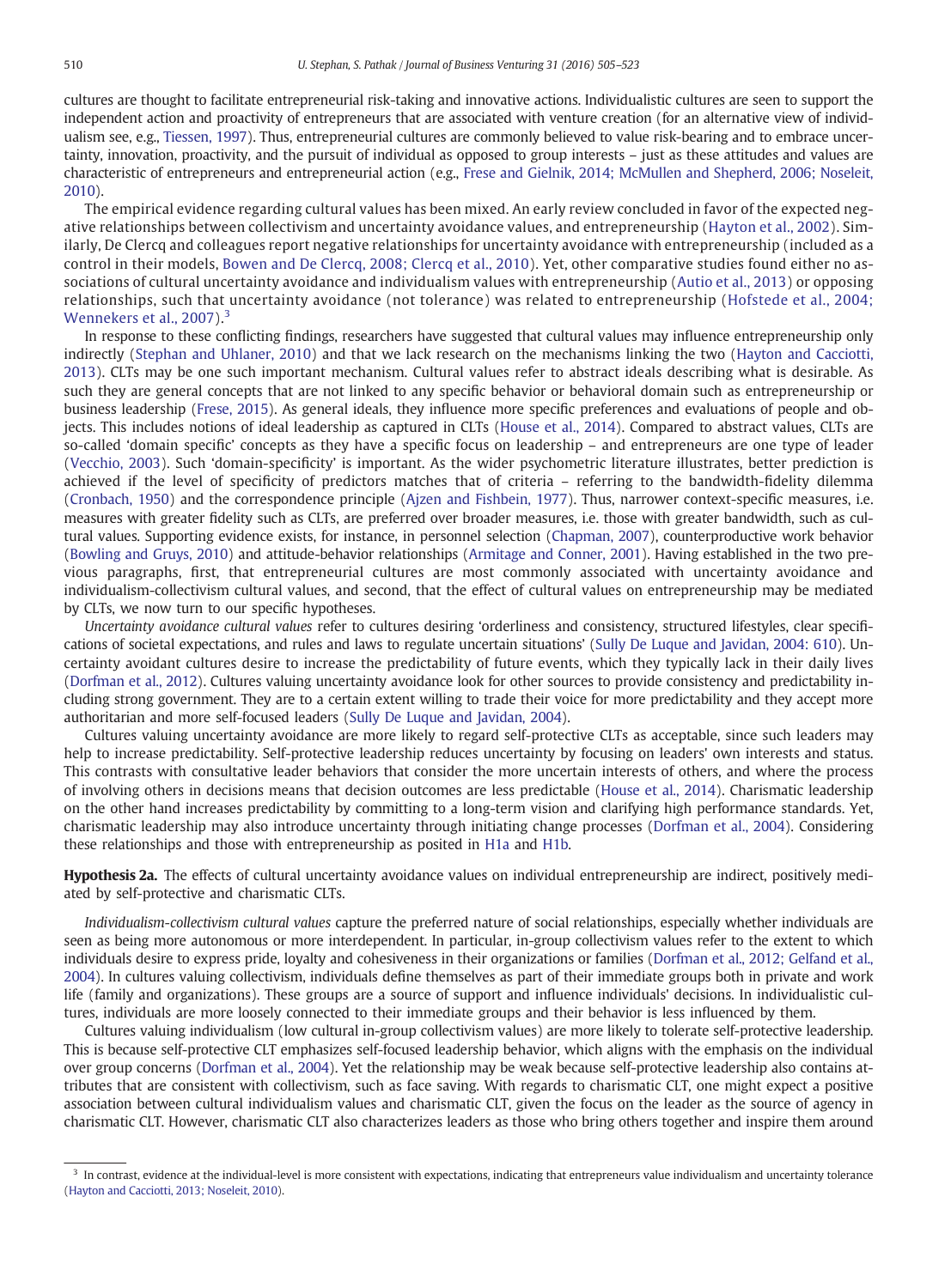cultures are thought to facilitate entrepreneurial risk-taking and innovative actions. Individualistic cultures are seen to support the independent action and proactivity of entrepreneurs that are associated with venture creation (for an alternative view of individualism see, e.g., Tiessen, 1997). Thus, entrepreneurial cultures are commonly believed to value risk-bearing and to embrace uncertainty, innovation, proactivity, and the pursuit of individual as opposed to group interests – just as these attitudes and values are characteristic of entrepreneurs and entrepreneurial action (e.g., Frese and Gielnik, 2014; McMullen and Shepherd, 2006; Noseleit, 2010).

The empirical evidence regarding cultural values has been mixed. An early review concluded in favor of the expected negative relationships between collectivism and uncertainty avoidance values, and entrepreneurship (Hayton et al., 2002). Similarly, De Clercq and colleagues report negative relationships for uncertainty avoidance with entrepreneurship (included as a control in their models, Bowen and De Clercq, 2008; Clercq et al., 2010). Yet, other comparative studies found either no associations of cultural uncertainty avoidance and individualism values with entrepreneurship (Autio et al., 2013) or opposing relationships, such that uncertainty avoidance (not tolerance) was related to entrepreneurship (Hofstede et al., 2004; Wennekers et al., 2007).[3]

In response to these conflicting findings, researchers have suggested that cultural values may influence entrepreneurship only indirectly (Stephan and Uhlaner, 2010) and that we lack research on the mechanisms linking the two (Hayton and Cacciotti, 2013). CLTs may be one such important mechanism. Cultural values refer to abstract ideals describing what is desirable. As such they are general concepts that are not linked to any specific behavior or behavioral domain such as entrepreneurship or business leadership (Frese, 2015). As general ideals, they influence more specific preferences and evaluations of people and objects. This includes notions of ideal leadership as captured in CLTs (House et al., 2014). Compared to abstract values, CLTs are so-called 'domain specific' concepts as they have a specific focus on leadership – and entrepreneurs are one type of leader (Vecchio, 2003). Such 'domain-specificity' is important. As the wider psychometric literature illustrates, better prediction is achieved if the level of specificity of predictors matches that of criteria – referring to the bandwidth-fidelity dilemma (Cronbach, 1950) and the correspondence principle (Ajzen and Fishbein, 1977). Thus, narrower context-specific measures, i.e. measures with greater fidelity such as CLTs, are preferred over broader measures, i.e. those with greater bandwidth, such as cultural values. Supporting evidence exists, for instance, in personnel selection (Chapman, 2007), counterproductive work behavior (Bowling and Gruys, 2010) and attitude-behavior relationships (Armitage and Conner, 2001). Having established in the two previous paragraphs, first, that entrepreneurial cultures are most commonly associated with uncertainty avoidance and individualism-collectivism cultural values, and second, that the effect of cultural values on entrepreneurship may be mediated by CLTs, we now turn to our specific hypotheses.

*Uncertainty avoidance cultural values* refer to cultures desiring 'orderliness and consistency, structured lifestyles, clear specifications of societal expectations, and rules and laws to regulate uncertain situations' (Sully De Luque and Javidan, 2004: 610). Uncertainty avoidant cultures desire to increase the predictability of future events, which they typically lack in their daily lives (Dorfman et al., 2012). Cultures valuing uncertainty avoidance look for other sources to provide consistency and predictability including strong government. They are to a certain extent willing to trade their voice for more predictability and they accept more authoritarian and more self-focused leaders (Sully De Luque and Javidan, 2004).

Cultures valuing uncertainty avoidance are more likely to regard self-protective CLTs as acceptable, since such leaders may help to increase predictability. Self-protective leadership reduces uncertainty by focusing on leaders' own interests and status. This contrasts with consultative leader behaviors that consider the more uncertain interests of others, and where the process of involving others in decisions means that decision outcomes are less predictable (House et al., 2014). Charismatic leadership on the other hand increases predictability by committing to a long-term vision and clarifying high performance standards. Yet, charismatic leadership may also introduce uncertainty through initiating change processes (Dorfman et al., 2004). Considering these relationships and those with entrepreneurship as posited in H1a and H1b.

**Hypothesis 2a.** The effects of cultural uncertainty avoidance values on individual entrepreneurship are indirect, positively mediated by self-protective and charismatic CLTs.

*Individualism-collectivism cultural values* capture the preferred nature of social relationships, especially whether individuals are seen as being more autonomous or more interdependent. In particular, in-group collectivism values refer to the extent to which individuals desire to express pride, loyalty and cohesiveness in their organizations or families (Dorfman et al., 2012; Gelfand et al., 2004). In cultures valuing collectivism, individuals define themselves as part of their immediate groups both in private and work life (family and organizations). These groups are a source of support and influence individuals' decisions. In individualistic cultures, individuals are more loosely connected to their immediate groups and their behavior is less influenced by them.

Cultures valuing individualism (low cultural in-group collectivism values) are more likely to tolerate self-protective leadership. This is because self-protective CLT emphasizes self-focused leadership behavior, which aligns with the emphasis on the individual over group concerns (Dorfman et al., 2004). Yet the relationship may be weak because self-protective leadership also contains attributes that are consistent with collectivism, such as face saving. With regards to charismatic CLT, one might expect a positive association between cultural individualism values and charismatic CLT, given the focus on the leader as the source of agency in charismatic CLT. However, charismatic CLT also characterizes leaders as those who bring others together and inspire them around

[3] In contrast, evidence at the individual-level is more consistent with expectations, indicating that entrepreneurs value individualism and uncertainty tolerance (Hayton and Cacciotti, 2013; Noseleit, 2010).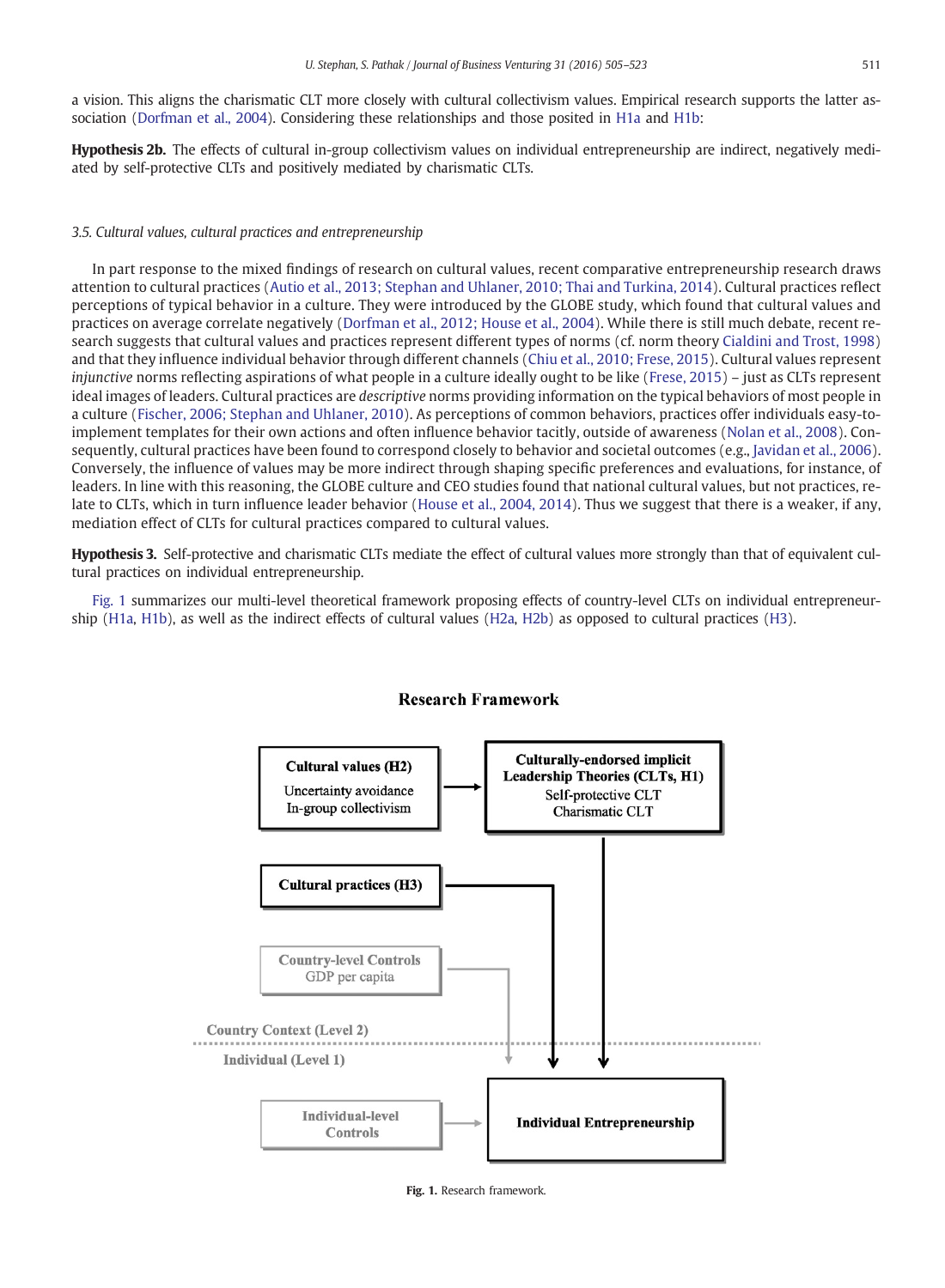a vision. This aligns the charismatic CLT more closely with cultural collectivism values. Empirical research supports the latter association (Dorfman et al., 2004). Considering these relationships and those posited in H1a and H1b:

**Hypothesis 2b.** The effects of cultural in-group collectivism values on individual entrepreneurship are indirect, negatively mediated by self-protective CLTs and positively mediated by charismatic CLTs.

### 3.5. Cultural values, cultural practices and entrepreneurship

In part response to the mixed findings of research on cultural values, recent comparative entrepreneurship research draws attention to cultural practices (Autio et al., 2013; Stephan and Uhlaner, 2010; Thai and Turkina, 2014). Cultural practices reflect perceptions of typical behavior in a culture. They were introduced by the GLOBE study, which found that cultural values and practices on average correlate negatively (Dorfman et al., 2012; House et al., 2004). While there is still much debate, recent research suggests that cultural values and practices represent different types of norms (cf. norm theory Cialdini and Trost, 1998) and that they influence individual behavior through different channels (Chiu et al., 2010; Frese, 2015). Cultural values represent *injunctive* norms reflecting aspirations of what people in a culture ideally ought to be like (Frese, 2015) – just as CLTs represent ideal images of leaders. Cultural practices are *descriptive* norms providing information on the typical behaviors of most people in a culture (Fischer, 2006; Stephan and Uhlaner, 2010). As perceptions of common behaviors, practices offer individuals easy-to-implement templates for their own actions and often influence behavior tacitly, outside of awareness (Nolan et al., 2008). Consequently, cultural practices have been found to correspond closely to behavior and societal outcomes (e.g., Javidan et al., 2006). Conversely, the influence of values may be more indirect through shaping specific preferences and evaluations, for instance, of leaders. In line with this reasoning, the GLOBE culture and CEO studies found that national cultural values, but not practices, relate to CLTs, which in turn influence leader behavior (House et al., 2004, 2014). Thus we suggest that there is a weaker, if any, mediation effect of CLTs for cultural practices compared to cultural values.

**Hypothesis 3.** Self-protective and charismatic CLTs mediate the effect of cultural values more strongly than that of equivalent cultural practices on individual entrepreneurship.

Fig. 1 summarizes our multi-level theoretical framework proposing effects of country-level CLTs on individual entrepreneurship (H1a, H1b), as well as the indirect effects of cultural values (H2a, H2b) as opposed to cultural practices (H3).

**Research Framework**

Cultural values (H2): Uncertainty avoidance; In-group collectivism → Culturally-endorsed implicit Leadership Theories (CLTs, H1): Self-protective CLT; Charismatic CLT → Individual Entrepreneurship

Cultural practices (H3) → Individual Entrepreneurship

Country-level Controls: GDP per capita → Individual Entrepreneurship

Country Context (Level 2)

Individual (Level 1)

Individual-level Controls → Individual Entrepreneurship

**Fig. 1.** Research framework.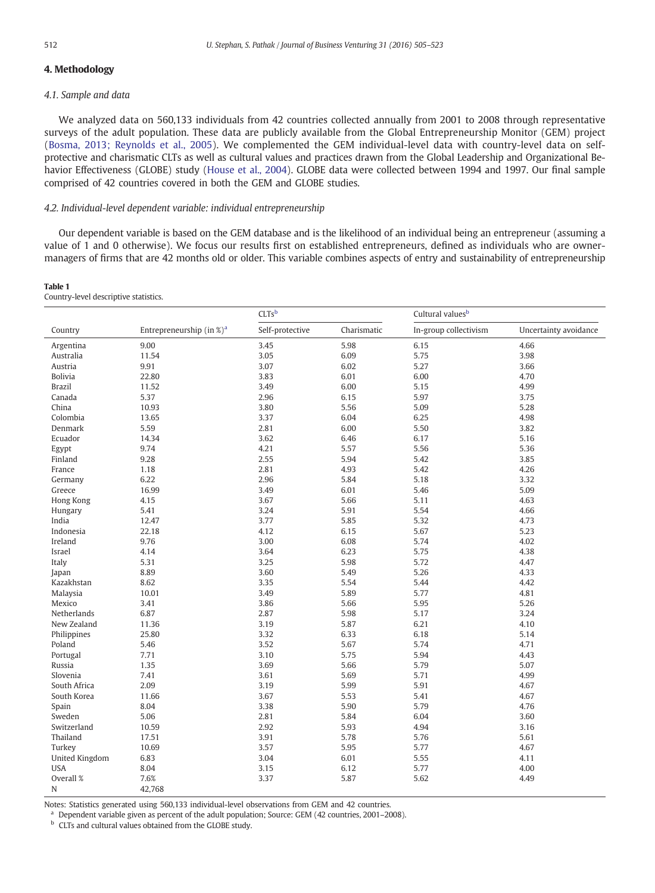## 4. Methodology

### 4.1. Sample and data

We analyzed data on 560,133 individuals from 42 countries collected annually from 2001 to 2008 through representative surveys of the adult population. These data are publicly available from the Global Entrepreneurship Monitor (GEM) project (Bosma, 2013; Reynolds et al., 2005). We complemented the GEM individual-level data with country-level data on self-protective and charismatic CLTs as well as cultural values and practices drawn from the Global Leadership and Organizational Behavior Effectiveness (GLOBE) study (House et al., 2004). GLOBE data were collected between 1994 and 1997. Our final sample comprised of 42 countries covered in both the GEM and GLOBE studies.

### 4.2. Individual-level dependent variable: individual entrepreneurship

Our dependent variable is based on the GEM database and is the likelihood of an individual being an entrepreneur (assuming a value of 1 and 0 otherwise). We focus our results first on established entrepreneurs, defined as individuals who are owner-managers of firms that are 42 months old or older. This variable combines aspects of entry and sustainability of entrepreneurship

**Table 1**
Country-level descriptive statistics.

| | | CLTs[b] | | Cultural values[b] | |
|---|---|---|---|---|---|
| Country | Entrepreneurship (in %)[a] | Self-protective | Charismatic | In-group collectivism | Uncertainty avoidance |
| Argentina | 9.00 | 3.45 | 5.98 | 6.15 | 4.66 |
| Australia | 11.54 | 3.05 | 6.09 | 5.75 | 3.98 |
| Austria | 9.91 | 3.07 | 6.02 | 5.27 | 3.66 |
| Bolivia | 22.80 | 3.83 | 6.01 | 6.00 | 4.70 |
| Brazil | 11.52 | 3.49 | 6.00 | 5.15 | 4.99 |
| Canada | 5.37 | 2.96 | 6.15 | 5.97 | 3.75 |
| China | 10.93 | 3.80 | 5.56 | 5.09 | 5.28 |
| Colombia | 13.65 | 3.37 | 6.04 | 6.25 | 4.98 |
| Denmark | 5.59 | 2.81 | 6.00 | 5.50 | 3.82 |
| Ecuador | 14.34 | 3.62 | 6.46 | 6.17 | 5.16 |
| Egypt | 9.74 | 4.21 | 5.57 | 5.56 | 5.36 |
| Finland | 9.28 | 2.55 | 5.94 | 5.42 | 3.85 |
| France | 1.18 | 2.81 | 4.93 | 5.42 | 4.26 |
| Germany | 6.22 | 2.96 | 5.84 | 5.18 | 3.32 |
| Greece | 16.99 | 3.49 | 6.01 | 5.46 | 5.09 |
| Hong Kong | 4.15 | 3.67 | 5.66 | 5.11 | 4.63 |
| Hungary | 5.41 | 3.24 | 5.91 | 5.54 | 4.66 |
| India | 12.47 | 3.77 | 5.85 | 5.32 | 4.73 |
| Indonesia | 22.18 | 4.12 | 6.15 | 5.67 | 5.23 |
| Ireland | 9.76 | 3.00 | 6.08 | 5.74 | 4.02 |
| Israel | 4.14 | 3.64 | 6.23 | 5.75 | 4.38 |
| Italy | 5.31 | 3.25 | 5.98 | 5.72 | 4.47 |
| Japan | 8.89 | 3.60 | 5.49 | 5.26 | 4.33 |
| Kazakhstan | 8.62 | 3.35 | 5.54 | 5.44 | 4.42 |
| Malaysia | 10.01 | 3.49 | 5.89 | 5.77 | 4.81 |
| Mexico | 3.41 | 3.86 | 5.66 | 5.95 | 5.26 |
| Netherlands | 6.87 | 2.87 | 5.98 | 5.17 | 3.24 |
| New Zealand | 11.36 | 3.19 | 5.87 | 6.21 | 4.10 |
| Philippines | 25.80 | 3.32 | 6.33 | 6.18 | 5.14 |
| Poland | 5.46 | 3.52 | 5.67 | 5.74 | 4.71 |
| Portugal | 7.71 | 3.10 | 5.75 | 5.94 | 4.43 |
| Russia | 1.35 | 3.69 | 5.66 | 5.79 | 5.07 |
| Slovenia | 7.41 | 3.61 | 5.69 | 5.71 | 4.99 |
| South Africa | 2.09 | 3.19 | 5.99 | 5.91 | 4.67 |
| South Korea | 11.66 | 3.67 | 5.53 | 5.41 | 4.67 |
| Spain | 8.04 | 3.38 | 5.90 | 5.79 | 4.76 |
| Sweden | 5.06 | 2.81 | 5.84 | 6.04 | 3.60 |
| Switzerland | 10.59 | 2.92 | 5.93 | 4.94 | 3.16 |
| Thailand | 17.51 | 3.91 | 5.78 | 5.76 | 5.61 |
| Turkey | 10.69 | 3.57 | 5.95 | 5.77 | 4.67 |
| United Kingdom | 6.83 | 3.04 | 6.01 | 5.55 | 4.11 |
| USA | 8.04 | 3.15 | 6.12 | 5.77 | 4.00 |
| Overall % | 7.6% | 3.37 | 5.87 | 5.62 | 4.49 |
| N | 42,768 | | | | |

Notes: Statistics generated using 560,133 individual-level observations from GEM and 42 countries.
[a] Dependent variable given as percent of the adult population; Source: GEM (42 countries, 2001–2008).
[b] CLTs and cultural values obtained from the GLOBE study.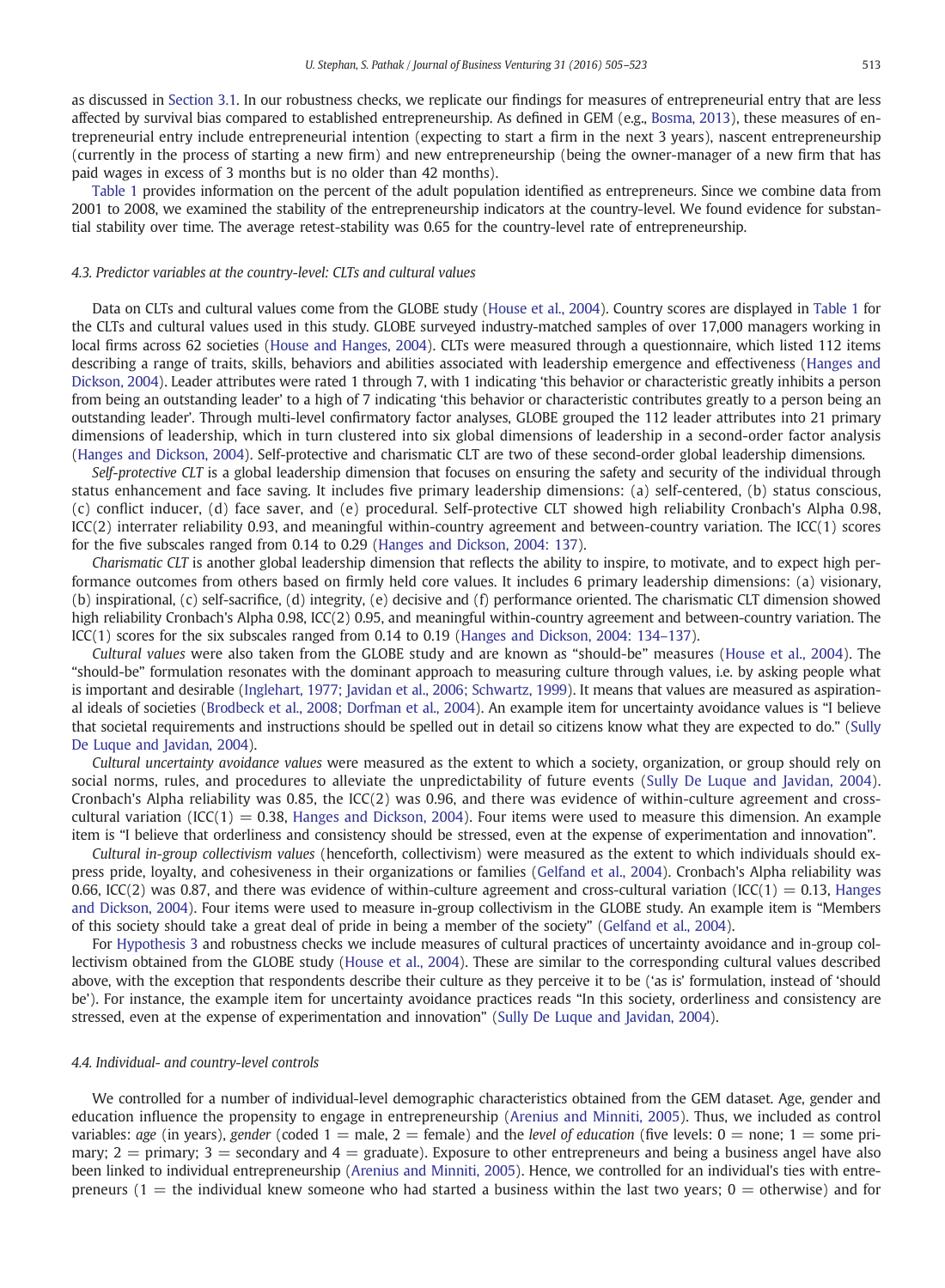as discussed in Section 3.1. In our robustness checks, we replicate our findings for measures of entrepreneurial entry that are less affected by survival bias compared to established entrepreneurship. As defined in GEM (e.g., Bosma, 2013), these measures of entrepreneurial entry include entrepreneurial intention (expecting to start a firm in the next 3 years), nascent entrepreneurship (currently in the process of starting a new firm) and new entrepreneurship (being the owner-manager of a new firm that has paid wages in excess of 3 months but is no older than 42 months).

Table 1 provides information on the percent of the adult population identified as entrepreneurs. Since we combine data from 2001 to 2008, we examined the stability of the entrepreneurship indicators at the country-level. We found evidence for substantial stability over time. The average retest-stability was 0.65 for the country-level rate of entrepreneurship.

### 4.3. Predictor variables at the country-level: CLTs and cultural values

Data on CLTs and cultural values come from the GLOBE study (House et al., 2004). Country scores are displayed in Table 1 for the CLTs and cultural values used in this study. GLOBE surveyed industry-matched samples of over 17,000 managers working in local firms across 62 societies (House and Hanges, 2004). CLTs were measured through a questionnaire, which listed 112 items describing a range of traits, skills, behaviors and abilities associated with leadership emergence and effectiveness (Hanges and Dickson, 2004). Leader attributes were rated 1 through 7, with 1 indicating 'this behavior or characteristic greatly inhibits a person from being an outstanding leader' to a high of 7 indicating 'this behavior or characteristic contributes greatly to a person being an outstanding leader'. Through multi-level confirmatory factor analyses, GLOBE grouped the 112 leader attributes into 21 primary dimensions of leadership, which in turn clustered into six global dimensions of leadership in a second-order factor analysis (Hanges and Dickson, 2004). Self-protective and charismatic CLT are two of these second-order global leadership dimensions.

*Self-protective CLT* is a global leadership dimension that focuses on ensuring the safety and security of the individual through status enhancement and face saving. It includes five primary leadership dimensions: (a) self-centered, (b) status conscious, (c) conflict inducer, (d) face saver, and (e) procedural. Self-protective CLT showed high reliability Cronbach's Alpha 0.98, ICC(2) interrater reliability 0.93, and meaningful within-country agreement and between-country variation. The ICC(1) scores for the five subscales ranged from 0.14 to 0.29 (Hanges and Dickson, 2004: 137).

*Charismatic CLT* is another global leadership dimension that reflects the ability to inspire, to motivate, and to expect high performance outcomes from others based on firmly held core values. It includes 6 primary leadership dimensions: (a) visionary, (b) inspirational, (c) self-sacrifice, (d) integrity, (e) decisive and (f) performance oriented. The charismatic CLT dimension showed high reliability Cronbach's Alpha 0.98, ICC(2) 0.95, and meaningful within-country agreement and between-country variation. The ICC(1) scores for the six subscales ranged from 0.14 to 0.19 (Hanges and Dickson, 2004: 134–137).

*Cultural values* were also taken from the GLOBE study and are known as "should-be" measures (House et al., 2004). The "should-be" formulation resonates with the dominant approach to measuring culture through values, i.e. by asking people what is important and desirable (Inglehart, 1977; Javidan et al., 2006; Schwartz, 1999). It means that values are measured as aspirational ideals of societies (Brodbeck et al., 2008; Dorfman et al., 2004). An example item for uncertainty avoidance values is "I believe that societal requirements and instructions should be spelled out in detail so citizens know what they are expected to do." (Sully De Luque and Javidan, 2004).

*Cultural uncertainty avoidance values* were measured as the extent to which a society, organization, or group should rely on social norms, rules, and procedures to alleviate the unpredictability of future events (Sully De Luque and Javidan, 2004). Cronbach's Alpha reliability was 0.85, the ICC(2) was 0.96, and there was evidence of within-culture agreement and cross-cultural variation (ICC(1) = 0.38, Hanges and Dickson, 2004). Four items were used to measure this dimension. An example item is "I believe that orderliness and consistency should be stressed, even at the expense of experimentation and innovation".

*Cultural in-group collectivism values* (henceforth, collectivism) were measured as the extent to which individuals should express pride, loyalty, and cohesiveness in their organizations or families (Gelfand et al., 2004). Cronbach's Alpha reliability was 0.66, ICC(2) was 0.87, and there was evidence of within-culture agreement and cross-cultural variation (ICC(1) = 0.13, Hanges and Dickson, 2004). Four items were used to measure in-group collectivism in the GLOBE study. An example item is "Members of this society should take a great deal of pride in being a member of the society" (Gelfand et al., 2004).

For Hypothesis 3 and robustness checks we include measures of cultural practices of uncertainty avoidance and in-group collectivism obtained from the GLOBE study (House et al., 2004). These are similar to the corresponding cultural values described above, with the exception that respondents describe their culture as they perceive it to be ('as is' formulation, instead of 'should be'). For instance, the example item for uncertainty avoidance practices reads "In this society, orderliness and consistency are stressed, even at the expense of experimentation and innovation" (Sully De Luque and Javidan, 2004).

### 4.4. Individual- and country-level controls

We controlled for a number of individual-level demographic characteristics obtained from the GEM dataset. Age, gender and education influence the propensity to engage in entrepreneurship (Arenius and Minniti, 2005). Thus, we included as control variables: *age* (in years), *gender* (coded 1 = male, 2 = female) and the *level of education* (five levels: 0 = none; 1 = some primary; 2 = primary; 3 = secondary and 4 = graduate). Exposure to other entrepreneurs and being a business angel have also been linked to individual entrepreneurship (Arenius and Minniti, 2005). Hence, we controlled for an individual's ties with entrepreneurs (1 = the individual knew someone who had started a business within the last two years; 0 = otherwise) and for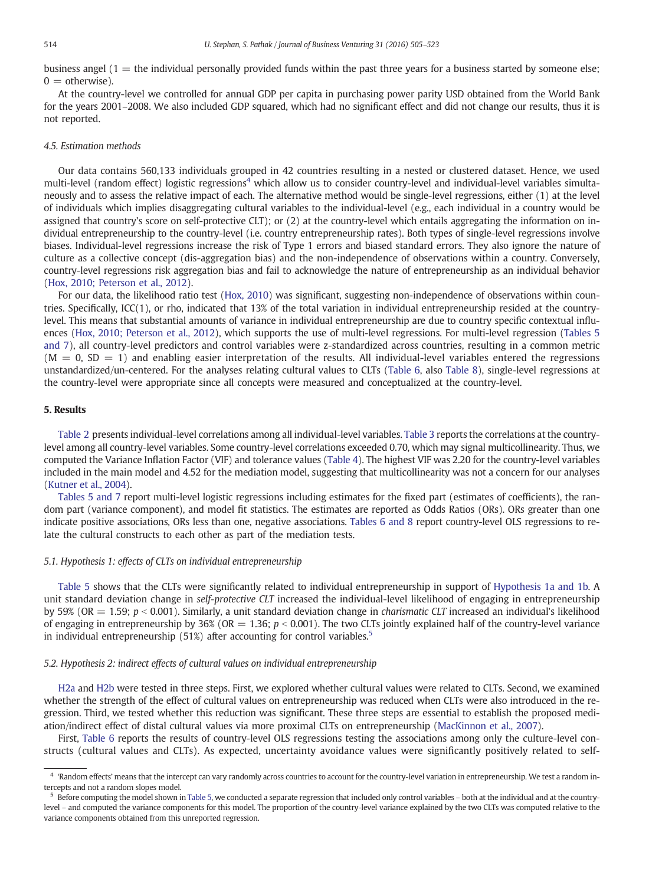business angel (1 = the individual personally provided funds within the past three years for a business started by someone else; 0 = otherwise).

At the country-level we controlled for annual GDP per capita in purchasing power parity USD obtained from the World Bank for the years 2001–2008. We also included GDP squared, which had no significant effect and did not change our results, thus it is not reported.

### 4.5. Estimation methods

Our data contains 560,133 individuals grouped in 42 countries resulting in a nested or clustered dataset. Hence, we used multi-level (random effect) logistic regressions[4] which allow us to consider country-level and individual-level variables simultaneously and to assess the relative impact of each. The alternative method would be single-level regressions, either (1) at the level of individuals which implies disaggregating cultural variables to the individual-level (e.g., each individual in a country would be assigned that country's score on self-protective CLT); or (2) at the country-level which entails aggregating the information on individual entrepreneurship to the country-level (i.e. country entrepreneurship rates). Both types of single-level regressions involve biases. Individual-level regressions increase the risk of Type 1 errors and biased standard errors. They also ignore the nature of culture as a collective concept (dis-aggregation bias) and the non-independence of observations within a country. Conversely, country-level regressions risk aggregation bias and fail to acknowledge the nature of entrepreneurship as an individual behavior (Hox, 2010; Peterson et al., 2012).

For our data, the likelihood ratio test (Hox, 2010) was significant, suggesting non-independence of observations within countries. Specifically, ICC(1), or rho, indicated that 13% of the total variation in individual entrepreneurship resided at the country-level. This means that substantial amounts of variance in individual entrepreneurship are due to country specific contextual influences (Hox, 2010; Peterson et al., 2012), which supports the use of multi-level regressions. For multi-level regression (Tables 5 and 7), all country-level predictors and control variables were z-standardized across countries, resulting in a common metric (M = 0, SD = 1) and enabling easier interpretation of the results. All individual-level variables entered the regressions unstandardized/un-centered. For the analyses relating cultural values to CLTs (Table 6, also Table 8), single-level regressions at the country-level were appropriate since all concepts were measured and conceptualized at the country-level.

## 5. Results

Table 2 presents individual-level correlations among all individual-level variables. Table 3 reports the correlations at the country-level among all country-level variables. Some country-level correlations exceeded 0.70, which may signal multicollinearity. Thus, we computed the Variance Inflation Factor (VIF) and tolerance values (Table 4). The highest VIF was 2.20 for the country-level variables included in the main model and 4.52 for the mediation model, suggesting that multicollinearity was not a concern for our analyses (Kutner et al., 2004).

Tables 5 and 7 report multi-level logistic regressions including estimates for the fixed part (estimates of coefficients), the random part (variance component), and model fit statistics. The estimates are reported as Odds Ratios (ORs). ORs greater than one indicate positive associations, ORs less than one, negative associations. Tables 6 and 8 report country-level OLS regressions to relate the cultural constructs to each other as part of the mediation tests.

### 5.1. Hypothesis 1: effects of CLTs on individual entrepreneurship

Table 5 shows that the CLTs were significantly related to individual entrepreneurship in support of Hypothesis 1a and 1b. A unit standard deviation change in *self-protective CLT* increased the individual-level likelihood of engaging in entrepreneurship by 59% (OR = 1.59; $p < 0.001$). Similarly, a unit standard deviation change in *charismatic CLT* increased an individual's likelihood of engaging in entrepreneurship by 36% (OR = 1.36; $p < 0.001$). The two CLTs jointly explained half of the country-level variance in individual entrepreneurship (51%) after accounting for control variables.[5]

### 5.2. Hypothesis 2: indirect effects of cultural values on individual entrepreneurship

H2a and H2b were tested in three steps. First, we explored whether cultural values were related to CLTs. Second, we examined whether the strength of the effect of cultural values on entrepreneurship was reduced when CLTs were also introduced in the regression. Third, we tested whether this reduction was significant. These three steps are essential to establish the proposed mediation/indirect effect of distal cultural values via more proximal CLTs on entrepreneurship (MacKinnon et al., 2007).

First, Table 6 reports the results of country-level OLS regressions testing the associations among only the culture-level constructs (cultural values and CLTs). As expected, uncertainty avoidance values were significantly positively related to self-

[4] 'Random effects' means that the intercept can vary randomly across countries to account for the country-level variation in entrepreneurship. We test a random intercepts and not a random slopes model.

[5] Before computing the model shown in Table 5, we conducted a separate regression that included only control variables – both at the individual and at the country-level – and computed the variance components for this model. The proportion of the country-level variance explained by the two CLTs was computed relative to the variance components obtained from this unreported regression.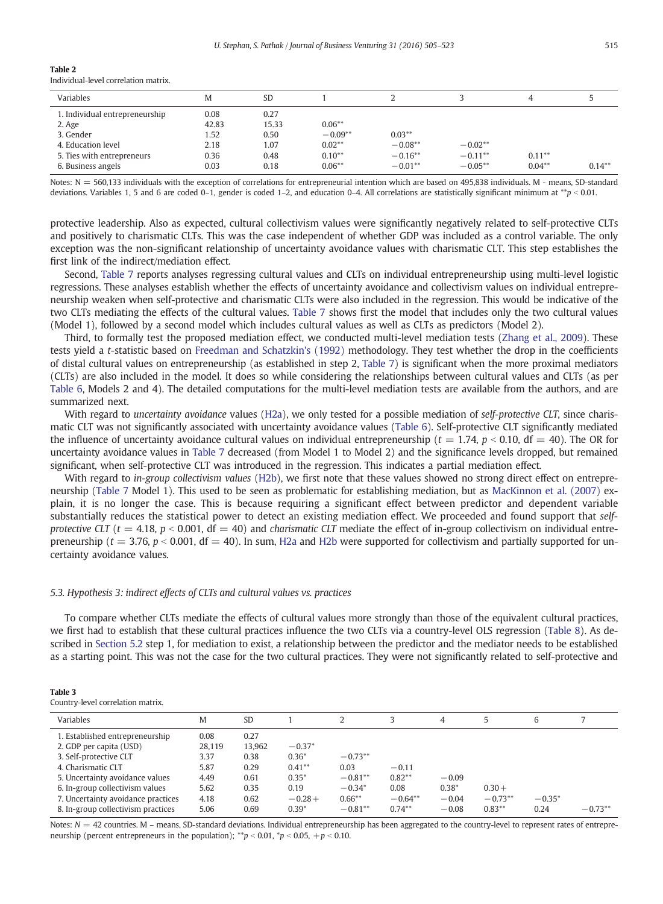**Table 2**
Individual-level correlation matrix.

| Variables | M | SD | 1 | 2 | 3 | 4 | 5 |
|---|---|---|---|---|---|---|---|
| 1. Individual entrepreneurship | 0.08 | 0.27 | | | | | |
| 2. Age | 42.83 | 15.33 | 0.06** | | | | |
| 3. Gender | 1.52 | 0.50 | −0.09** | 0.03** | | | |
| 4. Education level | 2.18 | 1.07 | 0.02** | −0.08** | −0.02** | | |
| 5. Ties with entrepreneurs | 0.36 | 0.48 | 0.10** | −0.16** | −0.11** | 0.11** | |
| 6. Business angels | 0.03 | 0.18 | 0.06** | −0.01** | −0.05** | 0.04** | 0.14** |

Notes: N = 560,133 individuals with the exception of correlations for entrepreneurial intention which are based on 495,838 individuals. M - means, SD-standard deviations. Variables 1, 5 and 6 are coded 0–1, gender is coded 1–2, and education 0–4. All correlations are statistically significant minimum at $^{**}p < 0.01$.

protective leadership. Also as expected, cultural collectivism values were significantly negatively related to self-protective CLTs and positively to charismatic CLTs. This was the case independent of whether GDP was included as a control variable. The only exception was the non-significant relationship of uncertainty avoidance values with charismatic CLT. This step establishes the first link of the indirect/mediation effect.

Second, Table 7 reports analyses regressing cultural values and CLTs on individual entrepreneurship using multi-level logistic regressions. These analyses establish whether the effects of uncertainty avoidance and collectivism values on individual entrepreneurship weaken when self-protective and charismatic CLTs were also included in the regression. This would be indicative of the two CLTs mediating the effects of the cultural values. Table 7 shows first the model that includes only the two cultural values (Model 1), followed by a second model which includes cultural values as well as CLTs as predictors (Model 2).

Third, to formally test the proposed mediation effect, we conducted multi-level mediation tests (Zhang et al., 2009). These tests yield a *t*-statistic based on Freedman and Schatzkin's (1992) methodology. They test whether the drop in the coefficients of distal cultural values on entrepreneurship (as established in step 2, Table 7) is significant when the more proximal mediators (CLTs) are also included in the model. It does so while considering the relationships between cultural values and CLTs (as per Table 6, Models 2 and 4). The detailed computations for the multi-level mediation tests are available from the authors, and are summarized next.

With regard to *uncertainty avoidance* values (H2a), we only tested for a possible mediation of *self-protective CLT*, since charismatic CLT was not significantly associated with uncertainty avoidance values (Table 6). Self-protective CLT significantly mediated the influence of uncertainty avoidance cultural values on individual entrepreneurship ($t = 1.74$, $p < 0.10$, df = 40). The OR for uncertainty avoidance values in Table 7 decreased (from Model 1 to Model 2) and the significance levels dropped, but remained significant, when self-protective CLT was introduced in the regression. This indicates a partial mediation effect.

With regard to *in-group collectivism values* (H2b), we first note that these values showed no strong direct effect on entrepreneurship (Table 7 Model 1). This used to be seen as problematic for establishing mediation, but as MacKinnon et al. (2007) explain, it is no longer the case. This is because requiring a significant effect between predictor and dependent variable substantially reduces the statistical power to detect an existing mediation effect. We proceeded and found support that *self-protective CLT* ($t = 4.18$, $p < 0.001$, df = 40) and *charismatic CLT* mediate the effect of in-group collectivism on individual entrepreneurship ($t = 3.76$, $p < 0.001$, df = 40). In sum, H2a and H2b were supported for collectivism and partially supported for uncertainty avoidance values.

### 5.3. Hypothesis 3: indirect effects of CLTs and cultural values vs. practices

To compare whether CLTs mediate the effects of cultural values more strongly than those of the equivalent cultural practices, we first had to establish that these cultural practices influence the two CLTs via a country-level OLS regression (Table 8). As described in Section 5.2 step 1, for mediation to exist, a relationship between the predictor and the mediator needs to be established as a starting point. This was not the case for the two cultural practices. They were not significantly related to self-protective and

**Table 3**
Country-level correlation matrix.

| Variables | M | SD | 1 | 2 | 3 | 4 | 5 | 6 | 7 |
|---|---|---|---|---|---|---|---|---|---|
| 1. Established entrepreneurship | 0.08 | 0.27 | | | | | | | |
| 2. GDP per capita (USD) | 28,119 | 13,962 | −0.37* | | | | | | |
| 3. Self-protective CLT | 3.37 | 0.38 | 0.36* | −0.73** | | | | | |
| 4. Charismatic CLT | 5.87 | 0.29 | 0.41** | 0.03 | −0.11 | | | | |
| 5. Uncertainty avoidance values | 4.49 | 0.61 | 0.35* | −0.81** | 0.82** | −0.09 | | | |
| 6. In-group collectivism values | 5.62 | 0.35 | 0.19 | −0.34* | 0.08 | 0.38* | 0.30+ | | |
| 7. Uncertainty avoidance practices | 4.18 | 0.62 | −0.28+ | 0.66** | −0.64** | −0.04 | −0.73** | −0.35* | |
| 8. In-group collectivism practices | 5.06 | 0.69 | 0.39* | −0.81** | 0.74** | −0.08 | 0.83** | 0.24 | −0.73** |

Notes: $N = 42$ countries. M – means, SD-standard deviations. Individual entrepreneurship has been aggregated to the country-level to represent rates of entrepreneurship (percent entrepreneurs in the population); $^{**}p < 0.01$, $^{*}p < 0.05$, $+p < 0.10$.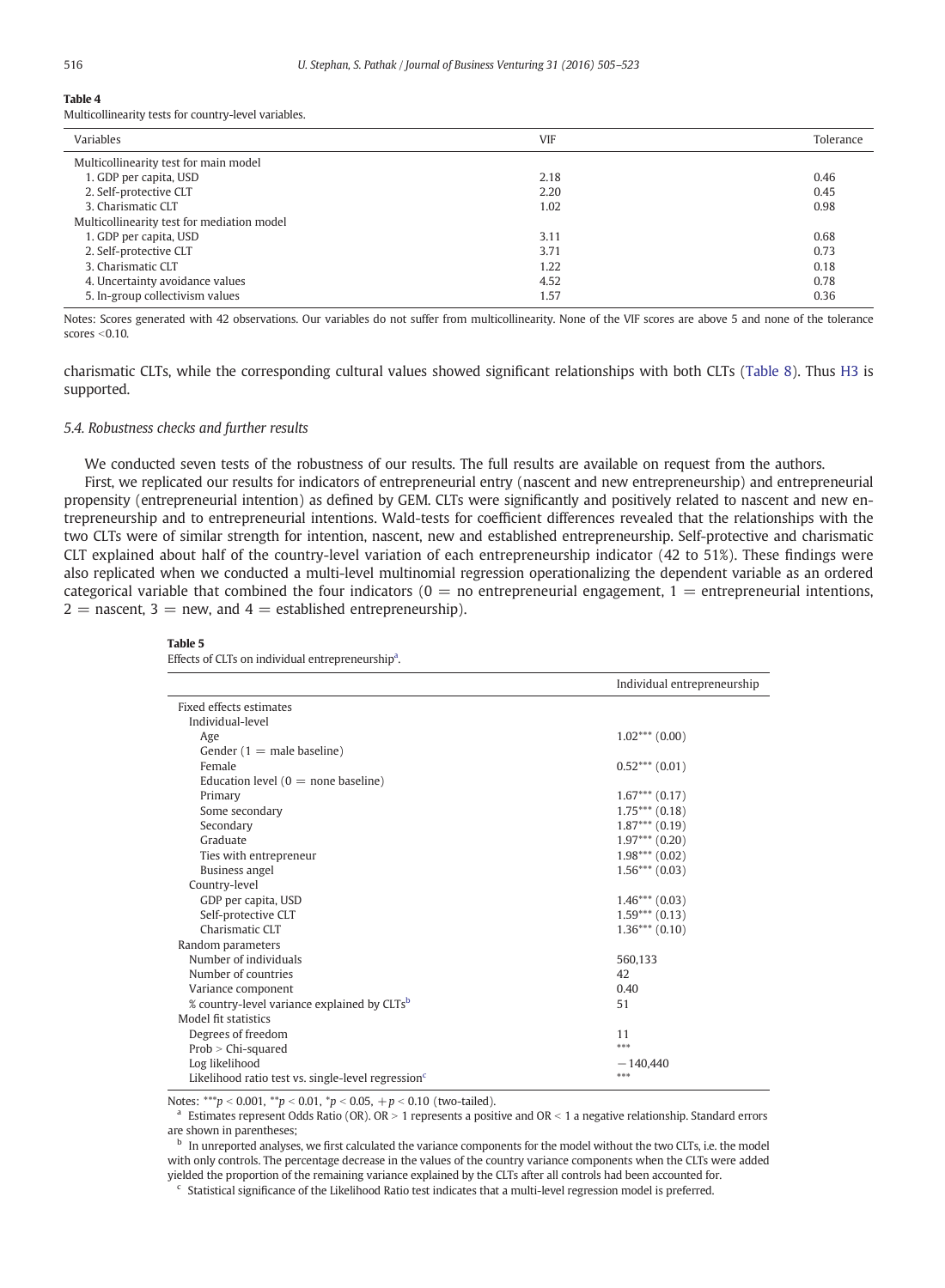**Table 4**
Multicollinearity tests for country-level variables.

| Variables | VIF | Tolerance |
|---|---|---|
| Multicollinearity test for main model | | |
| 1. GDP per capita, USD | 2.18 | 0.46 |
| 2. Self-protective CLT | 2.20 | 0.45 |
| 3. Charismatic CLT | 1.02 | 0.98 |
| Multicollinearity test for mediation model | | |
| 1. GDP per capita, USD | 3.11 | 0.68 |
| 2. Self-protective CLT | 3.71 | 0.73 |
| 3. Charismatic CLT | 1.22 | 0.18 |
| 4. Uncertainty avoidance values | 4.52 | 0.78 |
| 5. In-group collectivism values | 1.57 | 0.36 |

Notes: Scores generated with 42 observations. Our variables do not suffer from multicollinearity. None of the VIF scores are above 5 and none of the tolerance scores <0.10.

charismatic CLTs, while the corresponding cultural values showed significant relationships with both CLTs (Table 8). Thus H3 is supported.

### 5.4. Robustness checks and further results

We conducted seven tests of the robustness of our results. The full results are available on request from the authors.

First, we replicated our results for indicators of entrepreneurial entry (nascent and new entrepreneurship) and entrepreneurial propensity (entrepreneurial intention) as defined by GEM. CLTs were significantly and positively related to nascent and new entrepreneurship and to entrepreneurial intentions. Wald-tests for coefficient differences revealed that the relationships with the two CLTs were of similar strength for intention, nascent, new and established entrepreneurship. Self-protective and charismatic CLT explained about half of the country-level variation of each entrepreneurship indicator (42 to 51%). These findings were also replicated when we conducted a multi-level multinomial regression operationalizing the dependent variable as an ordered categorical variable that combined the four indicators (0 = no entrepreneurial engagement, 1 = entrepreneurial intentions, 2 = nascent, 3 = new, and 4 = established entrepreneurship).

**Table 5**
Effects of CLTs on individual entrepreneurship[a].

| | Individual entrepreneurship |
|---|---|
| Fixed effects estimates | |
| Individual-level | |
| Age | 1.02*** (0.00) |
| Gender (1 = male baseline) | |
| Female | 0.52*** (0.01) |
| Education level (0 = none baseline) | |
| Primary | 1.67*** (0.17) |
| Some secondary | 1.75*** (0.18) |
| Secondary | 1.87*** (0.19) |
| Graduate | 1.97*** (0.20) |
| Ties with entrepreneur | 1.98*** (0.02) |
| Business angel | 1.56*** (0.03) |
| Country-level | |
| GDP per capita, USD | 1.46*** (0.03) |
| Self-protective CLT | 1.59*** (0.13) |
| Charismatic CLT | 1.36*** (0.10) |
| Random parameters | |
| Number of individuals | 560,133 |
| Number of countries | 42 |
| Variance component | 0.40 |
| % country-level variance explained by CLTs[b] | 51 |
| Model fit statistics | |
| Degrees of freedom | 11 |
| Prob > Chi-squared | *** |
| Log likelihood | −140,440 |
| Likelihood ratio test vs. single-level regression[c] | *** |

Notes: ***$p < 0.001$, **$p < 0.01$, *$p < 0.05$, +$p < 0.10$ (two-tailed).
[a] Estimates represent Odds Ratio (OR). OR > 1 represents a positive and OR < 1 a negative relationship. Standard errors are shown in parentheses;
[b] In unreported analyses, we first calculated the variance components for the model without the two CLTs, i.e. the model with only controls. The percentage decrease in the values of the country variance components when the CLTs were added yielded the proportion of the remaining variance explained by the CLTs after all controls had been accounted for.
[c] Statistical significance of the Likelihood Ratio test indicates that a multi-level regression model is preferred.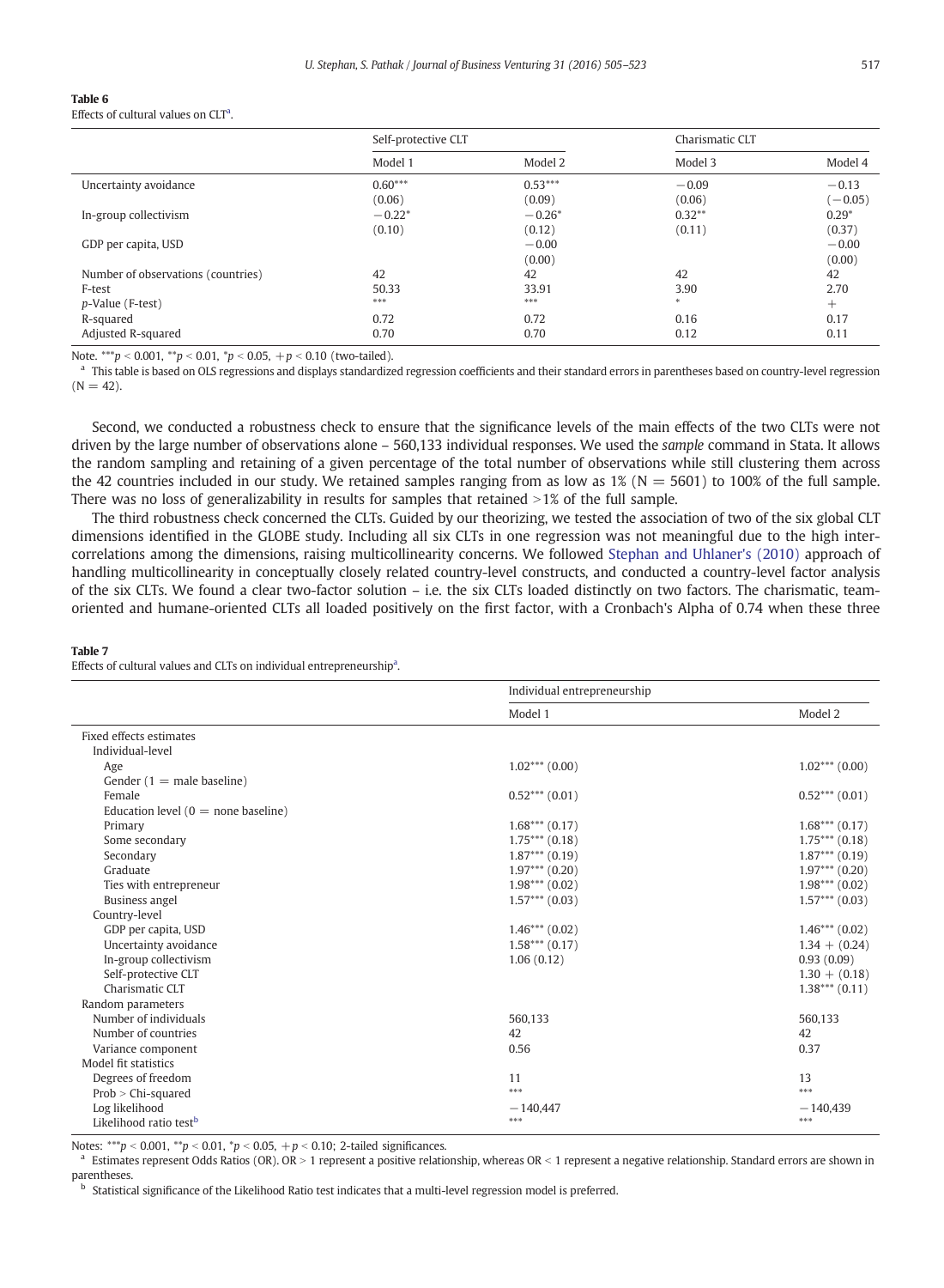**Table 6**
Effects of cultural values on CLT[a].

| | Self-protective CLT | | Charismatic CLT | |
|---|---|---|---|---|
| | Model 1 | Model 2 | Model 3 | Model 4 |
| Uncertainty avoidance | 0.60*** | 0.53*** | −0.09 | −0.13 |
| | (0.06) | (0.09) | (0.06) | (−0.05) |
| In-group collectivism | −0.22* | −0.26* | 0.32** | 0.29* |
| | (0.10) | (0.12) | (0.11) | (0.37) |
| GDP per capita, USD | | −0.00 | | −0.00 |
| | | (0.00) | | (0.00) |
| Number of observations (countries) | 42 | 42 | 42 | 42 |
| F-test | 50.33 | 33.91 | 3.90 | 2.70 |
| *p*-Value (F-test) | *** | *** | * | + |
| R-squared | 0.72 | 0.72 | 0.16 | 0.17 |
| Adjusted R-squared | 0.70 | 0.70 | 0.12 | 0.11 |

Note. ***$p < 0.001$, **$p < 0.01$, *$p < 0.05$, +$p < 0.10$ (two-tailed).
[a] This table is based on OLS regressions and displays standardized regression coefficients and their standard errors in parentheses based on country-level regression (N = 42).

Second, we conducted a robustness check to ensure that the significance levels of the main effects of the two CLTs were not driven by the large number of observations alone – 560,133 individual responses. We used the *sample* command in Stata. It allows the random sampling and retaining of a given percentage of the total number of observations while still clustering them across the 42 countries included in our study. We retained samples ranging from as low as 1% (N = 5601) to 100% of the full sample. There was no loss of generalizability in results for samples that retained >1% of the full sample.

The third robustness check concerned the CLTs. Guided by our theorizing, we tested the association of two of the six global CLT dimensions identified in the GLOBE study. Including all six CLTs in one regression was not meaningful due to the high inter-correlations among the dimensions, raising multicollinearity concerns. We followed Stephan and Uhlaner's (2010) approach of handling multicollinearity in conceptually closely related country-level constructs, and conducted a country-level factor analysis of the six CLTs. We found a clear two-factor solution – i.e. the six CLTs loaded distinctly on two factors. The charismatic, team-oriented and humane-oriented CLTs all loaded positively on the first factor, with a Cronbach's Alpha of 0.74 when these three

**Table 7**
Effects of cultural values and CLTs on individual entrepreneurship[a].

| | Individual entrepreneurship | |
|---|---|---|
| | Model 1 | Model 2 |
| Fixed effects estimates | | |
| Individual-level | | |
| Age | 1.02*** (0.00) | 1.02*** (0.00) |
| Gender (1 = male baseline) | | |
| Female | 0.52*** (0.01) | 0.52*** (0.01) |
| Education level (0 = none baseline) | | |
| Primary | 1.68*** (0.17) | 1.68*** (0.17) |
| Some secondary | 1.75*** (0.18) | 1.75*** (0.18) |
| Secondary | 1.87*** (0.19) | 1.87*** (0.19) |
| Graduate | 1.97*** (0.20) | 1.97*** (0.20) |
| Ties with entrepreneur | 1.98*** (0.02) | 1.98*** (0.02) |
| Business angel | 1.57*** (0.03) | 1.57*** (0.03) |
| Country-level | | |
| GDP per capita, USD | 1.46*** (0.02) | 1.46*** (0.02) |
| Uncertainty avoidance | 1.58*** (0.17) | 1.34 + (0.24) |
| In-group collectivism | 1.06 (0.12) | 0.93 (0.09) |
| Self-protective CLT | | 1.30 + (0.18) |
| Charismatic CLT | | 1.38*** (0.11) |
| Random parameters | | |
| Number of individuals | 560,133 | 560,133 |
| Number of countries | 42 | 42 |
| Variance component | 0.56 | 0.37 |
| Model fit statistics | | |
| Degrees of freedom | 11 | 13 |
| Prob > Chi-squared | *** | *** |
| Log likelihood | −140,447 | −140,439 |
| Likelihood ratio test[b] | *** | *** |

Notes: ***$p < 0.001$, **$p < 0.01$, *$p < 0.05$, +$p < 0.10$; 2-tailed significances.
[a] Estimates represent Odds Ratios (OR). OR > 1 represent a positive relationship, whereas OR < 1 represent a negative relationship. Standard errors are shown in parentheses.
[b] Statistical significance of the Likelihood Ratio test indicates that a multi-level regression model is preferred.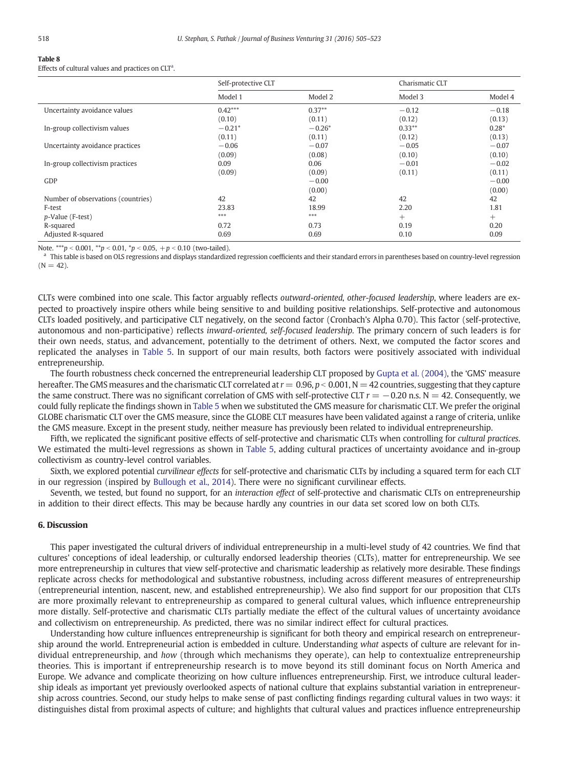**Table 8**
Effects of cultural values and practices on CLT[a].

| | Self-protective CLT | | Charismatic CLT | |
|---|---|---|---|---|
| | Model 1 | Model 2 | Model 3 | Model 4 |
| Uncertainty avoidance values | 0.42*** | 0.37** | −0.12 | −0.18 |
| | (0.10) | (0.11) | (0.12) | (0.13) |
| In-group collectivism values | −0.21* | −0.26* | 0.33** | 0.28* |
| | (0.11) | (0.11) | (0.12) | (0.13) |
| Uncertainty avoidance practices | −0.06 | −0.07 | −0.05 | −0.07 |
| | (0.09) | (0.08) | (0.10) | (0.10) |
| In-group collectivism practices | 0.09 | 0.06 | −0.01 | −0.02 |
| | (0.09) | (0.09) | (0.11) | (0.11) |
| GDP | | −0.00 | | −0.00 |
| | | (0.00) | | (0.00) |
| Number of observations (countries) | 42 | 42 | 42 | 42 |
| F-test | 23.83 | 18.99 | 2.20 | 1.81 |
| *p*-Value (F-test) | *** | *** | + | + |
| R-squared | 0.72 | 0.73 | 0.19 | 0.20 |
| Adjusted R-squared | 0.69 | 0.69 | 0.10 | 0.09 |

Note. ***$p < 0.001$, **$p < 0.01$, *$p < 0.05$, $+p < 0.10$ (two-tailed).
[a] This table is based on OLS regressions and displays standardized regression coefficients and their standard errors in parentheses based on country-level regression (N = 42).

CLTs were combined into one scale. This factor arguably reflects *outward-oriented, other-focused leadership*, where leaders are expected to proactively inspire others while being sensitive to and building positive relationships. Self-protective and autonomous CLTs loaded positively, and participative CLT negatively, on the second factor (Cronbach's Alpha 0.70). This factor (self-protective, autonomous and non-participative) reflects *inward-oriented, self-focused leadership*. The primary concern of such leaders is for their own needs, status, and advancement, potentially to the detriment of others. Next, we computed the factor scores and replicated the analyses in Table 5. In support of our main results, both factors were positively associated with individual entrepreneurship.

The fourth robustness check concerned the entrepreneurial leadership CLT proposed by Gupta et al. (2004), the 'GMS' measure hereafter. The GMS measures and the charismatic CLT correlated at $r = 0.96$, $p < 0.001$, N = 42 countries, suggesting that they capture the same construct. There was no significant correlation of GMS with self-protective CLT $r = -0.20$ n.s. N = 42. Consequently, we could fully replicate the findings shown in Table 5 when we substituted the GMS measure for charismatic CLT. We prefer the original GLOBE charismatic CLT over the GMS measure, since the GLOBE CLT measures have been validated against a range of criteria, unlike the GMS measure. Except in the present study, neither measure has previously been related to individual entrepreneurship.

Fifth, we replicated the significant positive effects of self-protective and charismatic CLTs when controlling for *cultural practices*. We estimated the multi-level regressions as shown in Table 5, adding cultural practices of uncertainty avoidance and in-group collectivism as country-level control variables.

Sixth, we explored potential *curvilinear effects* for self-protective and charismatic CLTs by including a squared term for each CLT in our regression (inspired by Bullough et al., 2014). There were no significant curvilinear effects.

Seventh, we tested, but found no support, for an *interaction effect* of self-protective and charismatic CLTs on entrepreneurship in addition to their direct effects. This may be because hardly any countries in our data set scored low on both CLTs.

## 6. Discussion

This paper investigated the cultural drivers of individual entrepreneurship in a multi-level study of 42 countries. We find that cultures' conceptions of ideal leadership, or culturally endorsed leadership theories (CLTs), matter for entrepreneurship. We see more entrepreneurship in cultures that view self-protective and charismatic leadership as relatively more desirable. These findings replicate across checks for methodological and substantive robustness, including across different measures of entrepreneurship (entrepreneurial intention, nascent, new, and established entrepreneurship). We also find support for our proposition that CLTs are more proximally relevant to entrepreneurship as compared to general cultural values, which influence entrepreneurship more distally. Self-protective and charismatic CLTs partially mediate the effect of the cultural values of uncertainty avoidance and collectivism on entrepreneurship. As predicted, there was no similar indirect effect for cultural practices.

Understanding how culture influences entrepreneurship is significant for both theory and empirical research on entrepreneurship around the world. Entrepreneurial action is embedded in culture. Understanding *what* aspects of culture are relevant for individual entrepreneurship, and *how* (through which mechanisms they operate), can help to contextualize entrepreneurship theories. This is important if entrepreneurship research is to move beyond its still dominant focus on North America and Europe. We advance and complicate theorizing on how culture influences entrepreneurship. First, we introduce cultural leadership ideals as important yet previously overlooked aspects of national culture that explains substantial variation in entrepreneurship across countries. Second, our study helps to make sense of past conflicting findings regarding cultural values in two ways: it distinguishes distal from proximal aspects of culture; and highlights that cultural values and practices influence entrepreneurship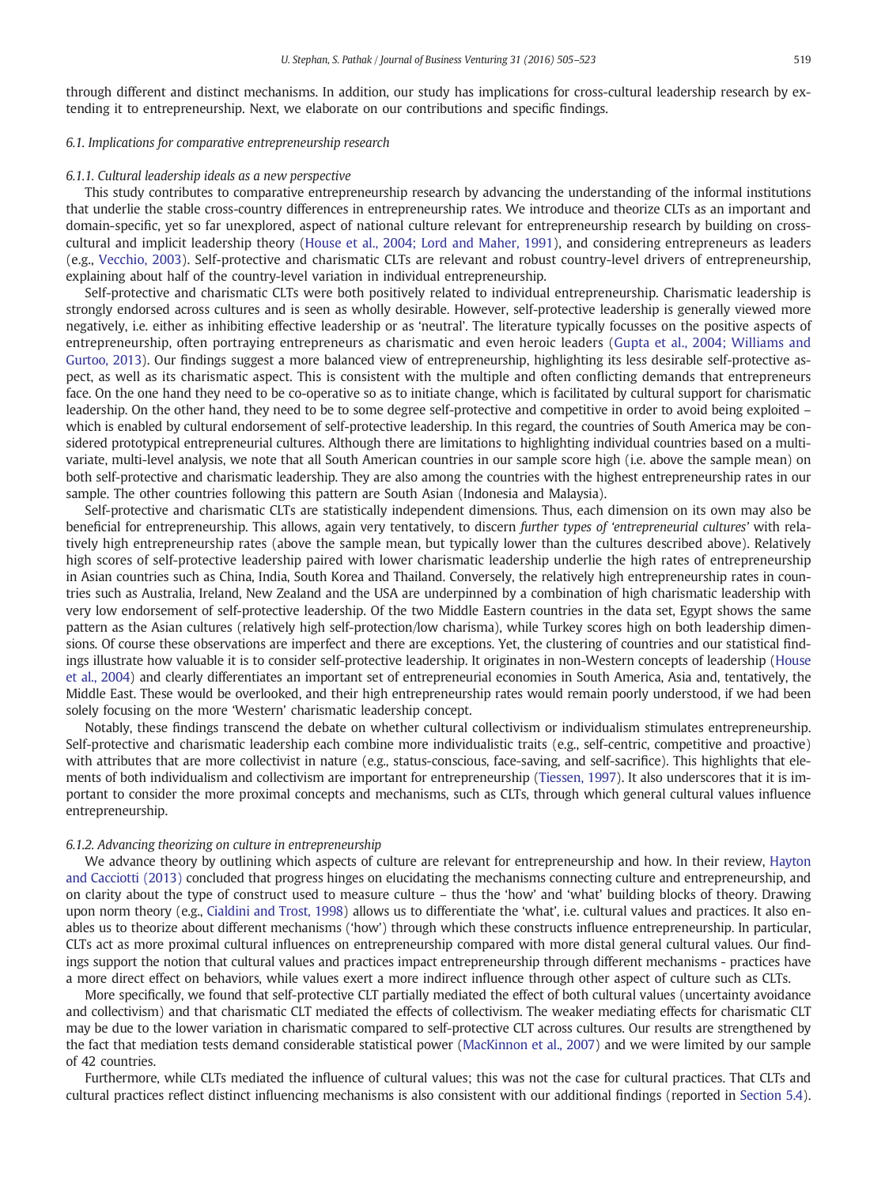through different and distinct mechanisms. In addition, our study has implications for cross-cultural leadership research by extending it to entrepreneurship. Next, we elaborate on our contributions and specific findings.

### 6.1. Implications for comparative entrepreneurship research

#### 6.1.1. Cultural leadership ideals as a new perspective

This study contributes to comparative entrepreneurship research by advancing the understanding of the informal institutions that underlie the stable cross-country differences in entrepreneurship rates. We introduce and theorize CLTs as an important and domain-specific, yet so far unexplored, aspect of national culture relevant for entrepreneurship research by building on cross-cultural and implicit leadership theory (House et al., 2004; Lord and Maher, 1991), and considering entrepreneurs as leaders (e.g., Vecchio, 2003). Self-protective and charismatic CLTs are relevant and robust country-level drivers of entrepreneurship, explaining about half of the country-level variation in individual entrepreneurship.

Self-protective and charismatic CLTs were both positively related to individual entrepreneurship. Charismatic leadership is strongly endorsed across cultures and is seen as wholly desirable. However, self-protective leadership is generally viewed more negatively, i.e. either as inhibiting effective leadership or as 'neutral'. The literature typically focusses on the positive aspects of entrepreneurship, often portraying entrepreneurs as charismatic and even heroic leaders (Gupta et al., 2004; Williams and Gurtoo, 2013). Our findings suggest a more balanced view of entrepreneurship, highlighting its less desirable self-protective aspect, as well as its charismatic aspect. This is consistent with the multiple and often conflicting demands that entrepreneurs face. On the one hand they need to be co-operative so as to initiate change, which is facilitated by cultural support for charismatic leadership. On the other hand, they need to be to some degree self-protective and competitive in order to avoid being exploited – which is enabled by cultural endorsement of self-protective leadership. In this regard, the countries of South America may be considered prototypical entrepreneurial cultures. Although there are limitations to highlighting individual countries based on a multivariate, multi-level analysis, we note that all South American countries in our sample score high (i.e. above the sample mean) on both self-protective and charismatic leadership. They are also among the countries with the highest entrepreneurship rates in our sample. The other countries following this pattern are South Asian (Indonesia and Malaysia).

Self-protective and charismatic CLTs are statistically independent dimensions. Thus, each dimension on its own may also be beneficial for entrepreneurship. This allows, again very tentatively, to discern *further types of 'entrepreneurial cultures'* with relatively high entrepreneurship rates (above the sample mean, but typically lower than the cultures described above). Relatively high scores of self-protective leadership paired with lower charismatic leadership underlie the high rates of entrepreneurship in Asian countries such as China, India, South Korea and Thailand. Conversely, the relatively high entrepreneurship rates in countries such as Australia, Ireland, New Zealand and the USA are underpinned by a combination of high charismatic leadership with very low endorsement of self-protective leadership. Of the two Middle Eastern countries in the data set, Egypt shows the same pattern as the Asian cultures (relatively high self-protection/low charisma), while Turkey scores high on both leadership dimensions. Of course these observations are imperfect and there are exceptions. Yet, the clustering of countries and our statistical findings illustrate how valuable it is to consider self-protective leadership. It originates in non-Western concepts of leadership (House et al., 2004) and clearly differentiates an important set of entrepreneurial economies in South America, Asia and, tentatively, the Middle East. These would be overlooked, and their high entrepreneurship rates would remain poorly understood, if we had been solely focusing on the more 'Western' charismatic leadership concept.

Notably, these findings transcend the debate on whether cultural collectivism or individualism stimulates entrepreneurship. Self-protective and charismatic leadership each combine more individualistic traits (e.g., self-centric, competitive and proactive) with attributes that are more collectivist in nature (e.g., status-conscious, face-saving, and self-sacrifice). This highlights that elements of both individualism and collectivism are important for entrepreneurship (Tiessen, 1997). It also underscores that it is important to consider the more proximal concepts and mechanisms, such as CLTs, through which general cultural values influence entrepreneurship.

#### 6.1.2. Advancing theorizing on culture in entrepreneurship

We advance theory by outlining which aspects of culture are relevant for entrepreneurship and how. In their review, Hayton and Cacciotti (2013) concluded that progress hinges on elucidating the mechanisms connecting culture and entrepreneurship, and on clarity about the type of construct used to measure culture – thus the 'how' and 'what' building blocks of theory. Drawing upon norm theory (e.g., Cialdini and Trost, 1998) allows us to differentiate the 'what', i.e. cultural values and practices. It also enables us to theorize about different mechanisms ('how') through which these constructs influence entrepreneurship. In particular, CLTs act as more proximal cultural influences on entrepreneurship compared with more distal general cultural values. Our findings support the notion that cultural values and practices impact entrepreneurship through different mechanisms - practices have a more direct effect on behaviors, while values exert a more indirect influence through other aspect of culture such as CLTs.

More specifically, we found that self-protective CLT partially mediated the effect of both cultural values (uncertainty avoidance and collectivism) and that charismatic CLT mediated the effects of collectivism. The weaker mediating effects for charismatic CLT may be due to the lower variation in charismatic compared to self-protective CLT across cultures. Our results are strengthened by the fact that mediation tests demand considerable statistical power (MacKinnon et al., 2007) and we were limited by our sample of 42 countries.

Furthermore, while CLTs mediated the influence of cultural values; this was not the case for cultural practices. That CLTs and cultural practices reflect distinct influencing mechanisms is also consistent with our additional findings (reported in Section 5.4).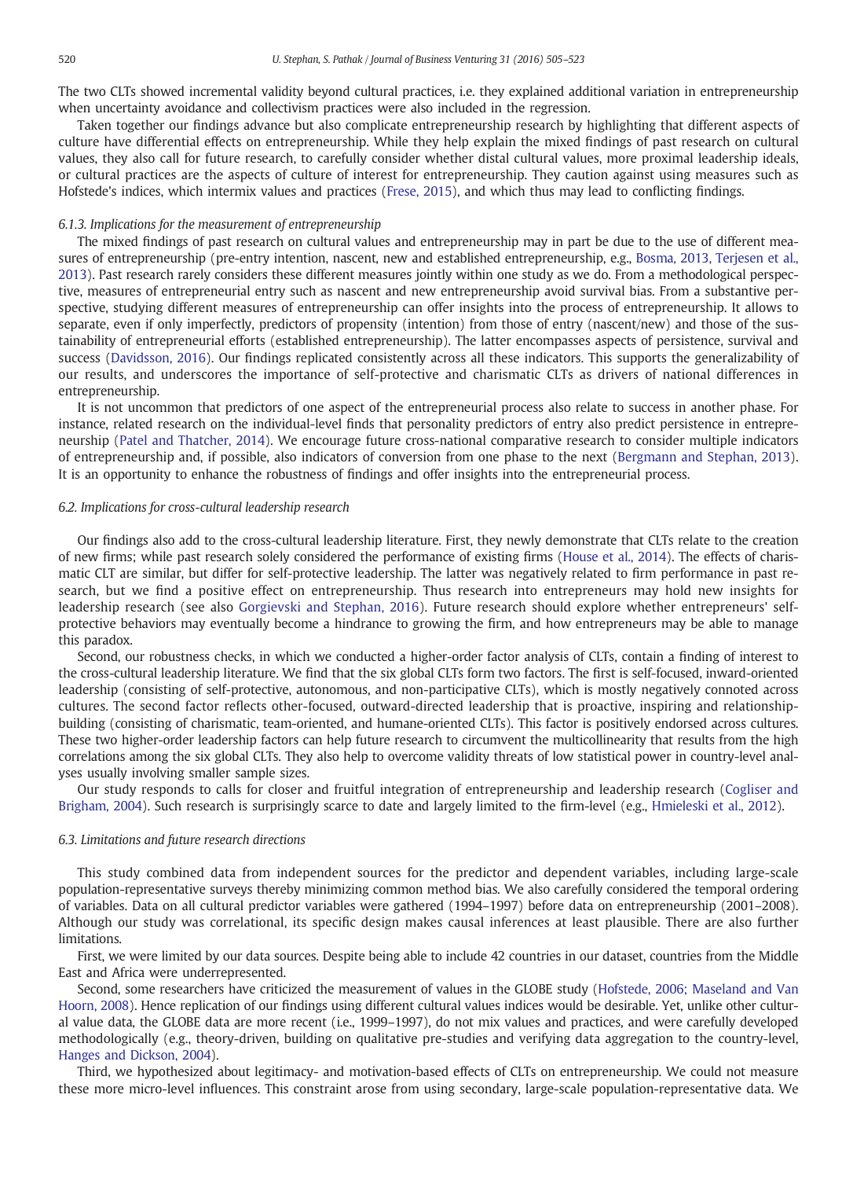The two CLTs showed incremental validity beyond cultural practices, i.e. they explained additional variation in entrepreneurship when uncertainty avoidance and collectivism practices were also included in the regression.

Taken together our findings advance but also complicate entrepreneurship research by highlighting that different aspects of culture have differential effects on entrepreneurship. While they help explain the mixed findings of past research on cultural values, they also call for future research, to carefully consider whether distal cultural values, more proximal leadership ideals, or cultural practices are the aspects of culture of interest for entrepreneurship. They caution against using measures such as Hofstede's indices, which intermix values and practices (Frese, 2015), and which thus may lead to conflicting findings.

#### *6.1.3. Implications for the measurement of entrepreneurship*

The mixed findings of past research on cultural values and entrepreneurship may in part be due to the use of different measures of entrepreneurship (pre-entry intention, nascent, new and established entrepreneurship, e.g., Bosma, 2013, Terjesen et al., 2013). Past research rarely considers these different measures jointly within one study as we do. From a methodological perspective, measures of entrepreneurial entry such as nascent and new entrepreneurship avoid survival bias. From a substantive perspective, studying different measures of entrepreneurship can offer insights into the process of entrepreneurship. It allows to separate, even if only imperfectly, predictors of propensity (intention) from those of entry (nascent/new) and those of the sustainability of entrepreneurial efforts (established entrepreneurship). The latter encompasses aspects of persistence, survival and success (Davidsson, 2016). Our findings replicated consistently across all these indicators. This supports the generalizability of our results, and underscores the importance of self-protective and charismatic CLTs as drivers of national differences in entrepreneurship.

It is not uncommon that predictors of one aspect of the entrepreneurial process also relate to success in another phase. For instance, related research on the individual-level finds that personality predictors of entry also predict persistence in entrepreneurship (Patel and Thatcher, 2014). We encourage future cross-national comparative research to consider multiple indicators of entrepreneurship and, if possible, also indicators of conversion from one phase to the next (Bergmann and Stephan, 2013). It is an opportunity to enhance the robustness of findings and offer insights into the entrepreneurial process.

### *6.2. Implications for cross-cultural leadership research*

Our findings also add to the cross-cultural leadership literature. First, they newly demonstrate that CLTs relate to the creation of new firms; while past research solely considered the performance of existing firms (House et al., 2014). The effects of charismatic CLT are similar, but differ for self-protective leadership. The latter was negatively related to firm performance in past research, but we find a positive effect on entrepreneurship. Thus research into entrepreneurs may hold new insights for leadership research (see also Gorgievski and Stephan, 2016). Future research should explore whether entrepreneurs' self-protective behaviors may eventually become a hindrance to growing the firm, and how entrepreneurs may be able to manage this paradox.

Second, our robustness checks, in which we conducted a higher-order factor analysis of CLTs, contain a finding of interest to the cross-cultural leadership literature. We find that the six global CLTs form two factors. The first is self-focused, inward-oriented leadership (consisting of self-protective, autonomous, and non-participative CLTs), which is mostly negatively connoted across cultures. The second factor reflects other-focused, outward-directed leadership that is proactive, inspiring and relationship-building (consisting of charismatic, team-oriented, and humane-oriented CLTs). This factor is positively endorsed across cultures. These two higher-order leadership factors can help future research to circumvent the multicollinearity that results from the high correlations among the six global CLTs. They also help to overcome validity threats of low statistical power in country-level analyses usually involving smaller sample sizes.

Our study responds to calls for closer and fruitful integration of entrepreneurship and leadership research (Cogliser and Brigham, 2004). Such research is surprisingly scarce to date and largely limited to the firm-level (e.g., Hmieleski et al., 2012).

### *6.3. Limitations and future research directions*

This study combined data from independent sources for the predictor and dependent variables, including large-scale population-representative surveys thereby minimizing common method bias. We also carefully considered the temporal ordering of variables. Data on all cultural predictor variables were gathered (1994–1997) before data on entrepreneurship (2001–2008). Although our study was correlational, its specific design makes causal inferences at least plausible. There are also further limitations.

First, we were limited by our data sources. Despite being able to include 42 countries in our dataset, countries from the Middle East and Africa were underrepresented.

Second, some researchers have criticized the measurement of values in the GLOBE study (Hofstede, 2006; Maseland and Van Hoorn, 2008). Hence replication of our findings using different cultural values indices would be desirable. Yet, unlike other cultural value data, the GLOBE data are more recent (i.e., 1999–1997), do not mix values and practices, and were carefully developed methodologically (e.g., theory-driven, building on qualitative pre-studies and verifying data aggregation to the country-level, Hanges and Dickson, 2004).

Third, we hypothesized about legitimacy- and motivation-based effects of CLTs on entrepreneurship. We could not measure these more micro-level influences. This constraint arose from using secondary, large-scale population-representative data. We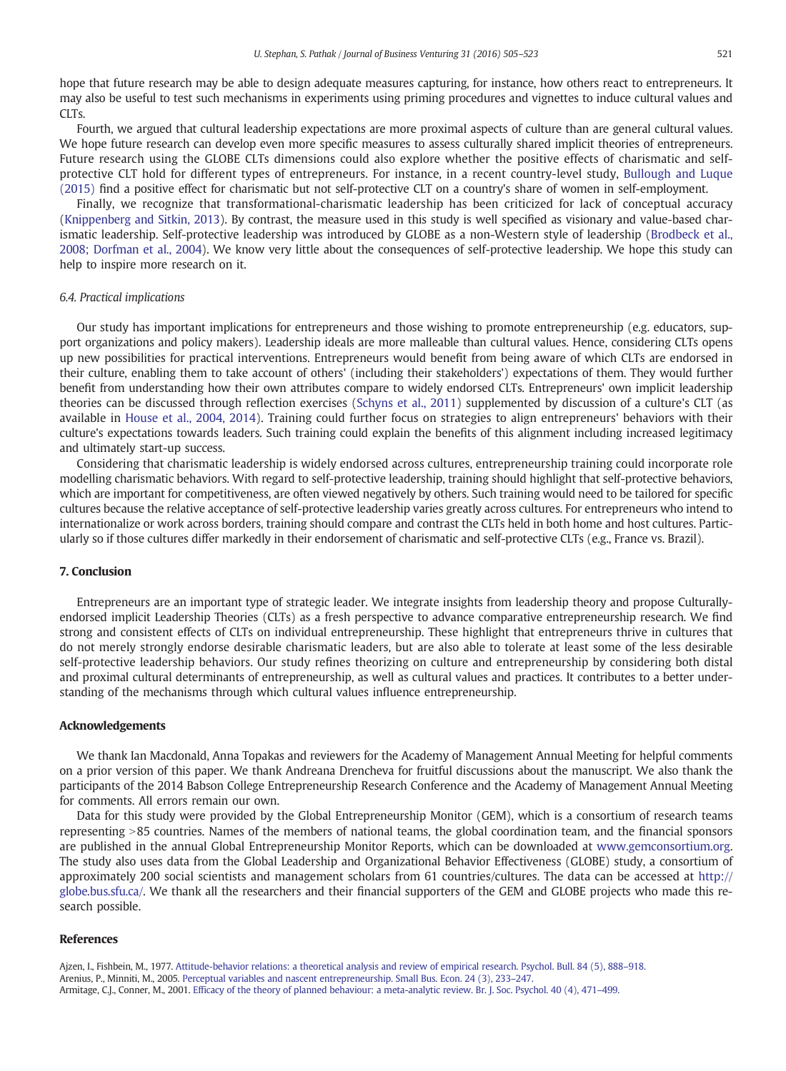hope that future research may be able to design adequate measures capturing, for instance, how others react to entrepreneurs. It may also be useful to test such mechanisms in experiments using priming procedures and vignettes to induce cultural values and CLTs.

Fourth, we argued that cultural leadership expectations are more proximal aspects of culture than are general cultural values. We hope future research can develop even more specific measures to assess culturally shared implicit theories of entrepreneurs. Future research using the GLOBE CLTs dimensions could also explore whether the positive effects of charismatic and self-protective CLT hold for different types of entrepreneurs. For instance, in a recent country-level study, Bullough and Luque (2015) find a positive effect for charismatic but not self-protective CLT on a country's share of women in self-employment.

Finally, we recognize that transformational-charismatic leadership has been criticized for lack of conceptual accuracy (Knippenberg and Sitkin, 2013). By contrast, the measure used in this study is well specified as visionary and value-based charismatic leadership. Self-protective leadership was introduced by GLOBE as a non-Western style of leadership (Brodbeck et al., 2008; Dorfman et al., 2004). We know very little about the consequences of self-protective leadership. We hope this study can help to inspire more research on it.

### 6.4. Practical implications

Our study has important implications for entrepreneurs and those wishing to promote entrepreneurship (e.g. educators, support organizations and policy makers). Leadership ideals are more malleable than cultural values. Hence, considering CLTs opens up new possibilities for practical interventions. Entrepreneurs would benefit from being aware of which CLTs are endorsed in their culture, enabling them to take account of others' (including their stakeholders') expectations of them. They would further benefit from understanding how their own attributes compare to widely endorsed CLTs. Entrepreneurs' own implicit leadership theories can be discussed through reflection exercises (Schyns et al., 2011) supplemented by discussion of a culture's CLT (as available in House et al., 2004, 2014). Training could further focus on strategies to align entrepreneurs' behaviors with their culture's expectations towards leaders. Such training could explain the benefits of this alignment including increased legitimacy and ultimately start-up success.

Considering that charismatic leadership is widely endorsed across cultures, entrepreneurship training could incorporate role modelling charismatic behaviors. With regard to self-protective leadership, training should highlight that self-protective behaviors, which are important for competitiveness, are often viewed negatively by others. Such training would need to be tailored for specific cultures because the relative acceptance of self-protective leadership varies greatly across cultures. For entrepreneurs who intend to internationalize or work across borders, training should compare and contrast the CLTs held in both home and host cultures. Particularly so if those cultures differ markedly in their endorsement of charismatic and self-protective CLTs (e.g., France vs. Brazil).

## 7. Conclusion

Entrepreneurs are an important type of strategic leader. We integrate insights from leadership theory and propose Culturally-endorsed implicit Leadership Theories (CLTs) as a fresh perspective to advance comparative entrepreneurship research. We find strong and consistent effects of CLTs on individual entrepreneurship. These highlight that entrepreneurs thrive in cultures that do not merely strongly endorse desirable charismatic leaders, but are also able to tolerate at least some of the less desirable self-protective leadership behaviors. Our study refines theorizing on culture and entrepreneurship by considering both distal and proximal cultural determinants of entrepreneurship, as well as cultural values and practices. It contributes to a better understanding of the mechanisms through which cultural values influence entrepreneurship.

## Acknowledgements

We thank Ian Macdonald, Anna Topakas and reviewers for the Academy of Management Annual Meeting for helpful comments on a prior version of this paper. We thank Andreana Drencheva for fruitful discussions about the manuscript. We also thank the participants of the 2014 Babson College Entrepreneurship Research Conference and the Academy of Management Annual Meeting for comments. All errors remain our own.

Data for this study were provided by the Global Entrepreneurship Monitor (GEM), which is a consortium of research teams representing >85 countries. Names of the members of national teams, the global coordination team, and the financial sponsors are published in the annual Global Entrepreneurship Monitor Reports, which can be downloaded at www.gemconsortium.org. The study also uses data from the Global Leadership and Organizational Behavior Effectiveness (GLOBE) study, a consortium of approximately 200 social scientists and management scholars from 61 countries/cultures. The data can be accessed at http://globe.bus.sfu.ca/. We thank all the researchers and their financial supporters of the GEM and GLOBE projects who made this research possible.

## References

Ajzen, I., Fishbein, M., 1977. Attitude-behavior relations: a theoretical analysis and review of empirical research. Psychol. Bull. 84 (5), 888–918.

Arenius, P., Minniti, M., 2005. Perceptual variables and nascent entrepreneurship. Small Bus. Econ. 24 (3), 233–247.

Armitage, C.J., Conner, M., 2001. Efficacy of the theory of planned behaviour: a meta-analytic review. Br. J. Soc. Psychol. 40 (4), 471–499.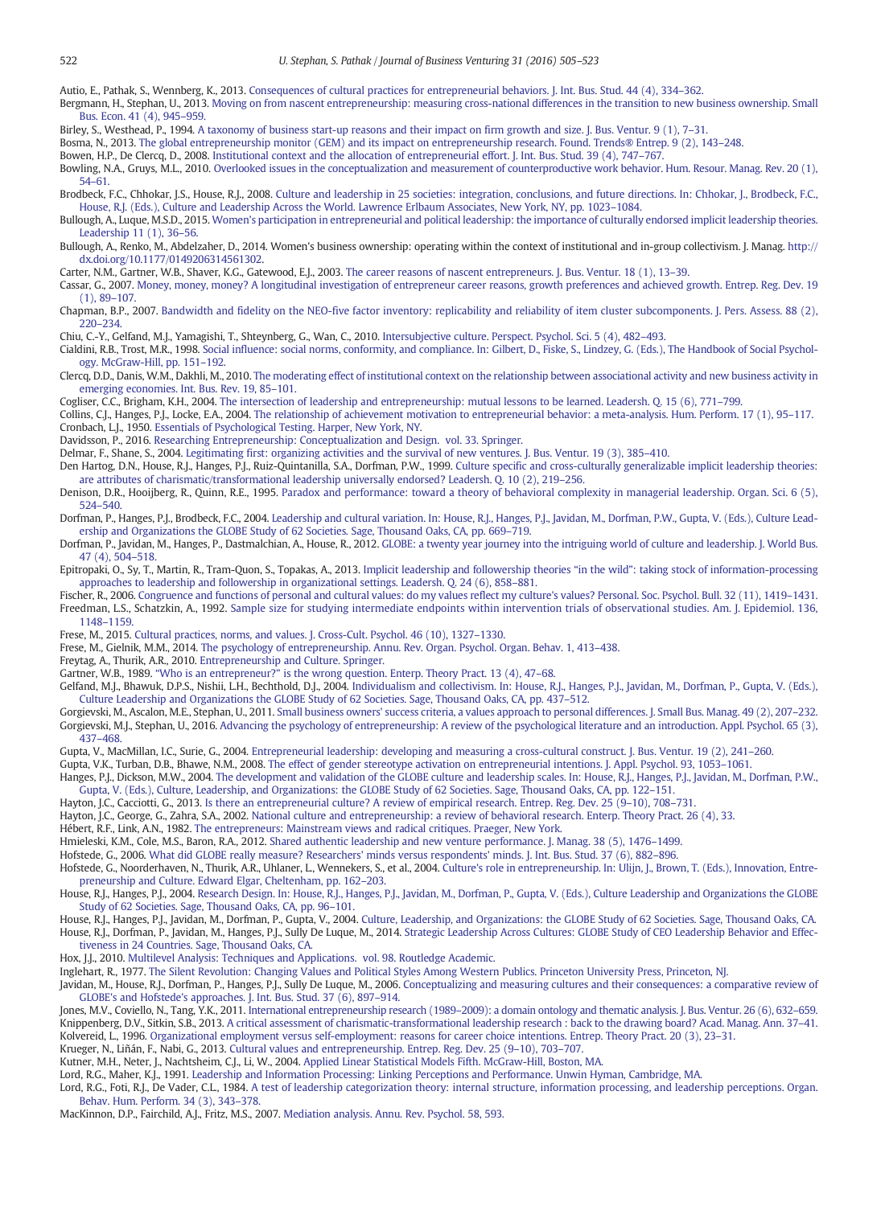Autio, E., Pathak, S., Wennberg, K., 2013. Consequences of cultural practices for entrepreneurial behaviors. J. Int. Bus. Stud. 44 (4), 334–362.

Bergmann, H., Stephan, U., 2013. Moving on from nascent entrepreneurship: measuring cross-national differences in the transition to new business ownership. Small Bus. Econ. 41 (4), 945–959.

Birley, S., Westhead, P., 1994. A taxonomy of business start-up reasons and their impact on firm growth and size. J. Bus. Ventur. 9 (1), 7–31.

Bosma, N., 2013. The global entrepreneurship monitor (GEM) and its impact on entrepreneurship research. Found. Trends® Entrep. 9 (2), 143–248.

Bowen, H.P., De Clercq, D., 2008. Institutional context and the allocation of entrepreneurial effort. J. Int. Bus. Stud. 39 (4), 747–767.

Bowling, N.A., Gruys, M.L., 2010. Overlooked issues in the conceptualization and measurement of counterproductive work behavior. Hum. Resour. Manag. Rev. 20 (1), 54–61.

Brodbeck, F.C., Chhokar, J.S., House, R.J., 2008. Culture and leadership in 25 societies: integration, conclusions, and future directions. In: Chhokar, J., Brodbeck, F.C., House, R.J. (Eds.), Culture and Leadership Across the World. Lawrence Erlbaum Associates, New York, NY, pp. 1023–1084.

Bullough, A., Luque, M.S.D., 2015. Women's participation in entrepreneurial and political leadership: the importance of culturally endorsed implicit leadership theories. Leadership 11 (1), 36–56.

Bullough, A., Renko, M., Abdelzaher, D., 2014. Women's business ownership: operating within the context of institutional and in-group collectivism. J. Manag. http://dx.doi.org/10.1177/0149206314561302.

Carter, N.M., Gartner, W.B., Shaver, K.G., Gatewood, E.J., 2003. The career reasons of nascent entrepreneurs. J. Bus. Ventur. 18 (1), 13–39.

Cassar, G., 2007. Money, money, money? A longitudinal investigation of entrepreneur career reasons, growth preferences and achieved growth. Entrep. Reg. Dev. 19 (1), 89–107.

Chapman, B.P., 2007. Bandwidth and fidelity on the NEO-five factor inventory: replicability and reliability of item cluster subcomponents. J. Pers. Assess. 88 (2), 220–234.

Chiu, C.-Y., Gelfand, M.J., Yamagishi, T., Shteynberg, G., Wan, C., 2010. Intersubjective culture. Perspect. Psychol. Sci. 5 (4), 482–493.

Cialdini, R.B., Trost, M.R., 1998. Social influence: social norms, conformity, and compliance. In: Gilbert, D., Fiske, S., Lindzey, G. (Eds.), The Handbook of Social Psychology. McGraw-Hill, pp. 151–192.

Clercq, D.D., Danis, W.M., Dakhli, M., 2010. The moderating effect of institutional context on the relationship between associational activity and new business activity in emerging economies. Int. Bus. Rev. 19, 85–101.

Cogliser, C.C., Brigham, K.H., 2004. The intersection of leadership and entrepreneurship: mutual lessons to be learned. Leadersh. Q. 15 (6), 771–799.

Collins, C.J., Hanges, P.J., Locke, E.A., 2004. The relationship of achievement motivation to entrepreneurial behavior: a meta-analysis. Hum. Perform. 17 (1), 95–117.

Cronbach, L.J., 1950. Essentials of Psychological Testing. Harper, New York, NY.

Davidsson, P., 2016. Researching Entrepreneurship: Conceptualization and Design. vol. 33. Springer.

Delmar, F., Shane, S., 2004. Legitimating first: organizing activities and the survival of new ventures. J. Bus. Ventur. 19 (3), 385–410.

Den Hartog, D.N., House, R.J., Hanges, P.J., Ruiz-Quintanilla, S.A., Dorfman, P.W., 1999. Culture specific and cross-culturally generalizable implicit leadership theories: are attributes of charismatic/transformational leadership universally endorsed? Leadersh. Q. 10 (2), 219–256.

Denison, D.R., Hooijberg, R., Quinn, R.E., 1995. Paradox and performance: toward a theory of behavioral complexity in managerial leadership. Organ. Sci. 6 (5), 524–540.

Dorfman, P., Hanges, P.J., Brodbeck, F.C., 2004. Leadership and cultural variation. In: House, R.J., Hanges, P.J., Javidan, M., Dorfman, P.W., Gupta, V. (Eds.), Culture Leadership and Organizations the GLOBE Study of 62 Societies. Sage, Thousand Oaks, CA, pp. 669–719.

Dorfman, P., Javidan, M., Hanges, P., Dastmalchian, A., House, R., 2012. GLOBE: a twenty year journey into the intriguing world of culture and leadership. J. World Bus. 47 (4), 504–518.

Epitropaki, O., Sy, T., Martin, R., Tram-Quon, S., Topakas, A., 2013. Implicit leadership and followership theories "in the wild": taking stock of information-processing approaches to leadership and followership in organizational settings. Leadersh. Q. 24 (6), 858–881.

Fischer, R., 2006. Congruence and functions of personal and cultural values: do my values reflect my culture's values? Personal. Soc. Psychol. Bull. 32 (11), 1419–1431.

Freedman, L.S., Schatzkin, A., 1992. Sample size for studying intermediate endpoints within intervention trials of observational studies. Am. J. Epidemiol. 136, 1148–1159.

Frese, M., 2015. Cultural practices, norms, and values. J. Cross-Cult. Psychol. 46 (10), 1327–1330.

Frese, M., Gielnik, M.M., 2014. The psychology of entrepreneurship. Annu. Rev. Organ. Psychol. Organ. Behav. 1, 413–438.

Freytag, A., Thurik, A.R., 2010. Entrepreneurship and Culture. Springer.

Gartner, W.B., 1989. "Who is an entrepreneur?" is the wrong question. Enterp. Theory Pract. 13 (4), 47–68.

Gelfand, M.J., Bhawuk, D.P.S., Nishii, L.H., Bechthold, D.J., 2004. Individualism and collectivism. In: House, R.J., Hanges, P.J., Javidan, M., Dorfman, P., Gupta, V. (Eds.), Culture Leadership and Organizations the GLOBE Study of 62 Societies. Sage, Thousand Oaks, CA, pp. 437–512.

Gorgievski, M., Ascalon, M.E., Stephan, U., 2011. Small business owners' success criteria, a values approach to personal differences. J. Small Bus. Manag. 49 (2), 207–232.

Gorgievski, M.J., Stephan, U., 2016. Advancing the psychology of entrepreneurship: A review of the psychological literature and an introduction. Appl. Psychol. 65 (3), 437–468.

Gupta, V., MacMillan, I.C., Surie, G., 2004. Entrepreneurial leadership: developing and measuring a cross-cultural construct. J. Bus. Ventur. 19 (2), 241–260.

Gupta, V.K., Turban, D.B., Bhawe, N.M., 2008. The effect of gender stereotype activation on entrepreneurial intentions. J. Appl. Psychol. 93, 1053–1061.

Hanges, P.J., Dickson, M.W., 2004. The development and validation of the GLOBE culture and leadership scales. In: House, R.J., Hanges, P.J., Javidan, M., Dorfman, P.W., Gupta, V. (Eds.), Culture, Leadership, and Organizations: the GLOBE Study of 62 Societies. Sage, Thousand Oaks, CA, pp. 122–151.

Hayton, J.C., Cacciotti, G., 2013. Is there an entrepreneurial culture? A review of empirical research. Entrep. Reg. Dev. 25 (9–10), 708–731.

Hayton, J.C., George, G., Zahra, S.A., 2002. National culture and entrepreneurship: a review of behavioral research. Enterp. Theory Pract. 26 (4), 33.

Hébert, R.F., Link, A.N., 1982. The entrepreneurs: Mainstream views and radical critiques. Praeger, New York.

Hmieleski, K.M., Cole, M.S., Baron, R.A., 2012. Shared authentic leadership and new venture performance. J. Manag. 38 (5), 1476–1499.

Hofstede, G., 2006. What did GLOBE really measure? Researchers' minds versus respondents' minds. J. Int. Bus. Stud. 37 (6), 882–896.

Hofstede, G., Noorderhaven, N., Thurik, A.R., Uhlaner, L., Wennekers, S., et al., 2004. Culture's role in entrepreneurship. In: Ulijn, J., Brown, T. (Eds.), Innovation, Entrepreneurship and Culture. Edward Elgar, Cheltenham, pp. 162–203.

House, R.J., Hanges, P.J., 2004. Research Design. In: House, R.J., Hanges, P.J., Javidan, M., Dorfman, P., Gupta, V. (Eds.), Culture Leadership and Organizations the GLOBE Study of 62 Societies. Sage, Thousand Oaks, CA, pp. 96–101.

House, R.J., Hanges, P.J., Javidan, M., Dorfman, P., Gupta, V., 2004. Culture, Leadership, and Organizations: the GLOBE Study of 62 Societies. Sage, Thousand Oaks, CA.

House, R.J., Dorfman, P., Javidan, M., Hanges, P.J., Sully De Luque, M., 2014. Strategic Leadership Across Cultures: GLOBE Study of CEO Leadership Behavior and Effectiveness in 24 Countries. Sage, Thousand Oaks, CA.

Hox, J.J., 2010. Multilevel Analysis: Techniques and Applications. vol. 98. Routledge Academic.

Inglehart, R., 1977. The Silent Revolution: Changing Values and Political Styles Among Western Publics. Princeton University Press, Princeton, NJ.

Javidan, M., House, R.J., Dorfman, P., Hanges, P.J., Sully De Luque, M., 2006. Conceptualizing and measuring cultures and their consequences: a comparative review of GLOBE's and Hofstede's approaches. J. Int. Bus. Stud. 37 (6), 897–914.

Jones, M.V., Coviello, N., Tang, Y.K., 2011. International entrepreneurship research (1989–2009): a domain ontology and thematic analysis. J. Bus. Ventur. 26 (6), 632–659.

Knippenberg, D.V., Sitkin, S.B., 2013. A critical assessment of charismatic-transformational leadership research : back to the drawing board? Acad. Manag. Ann. 37–41.

Kolvereid, L., 1996. Organizational employment versus self-employment: reasons for career choice intentions. Entrep. Theory Pract. 20 (3), 23–31.

Krueger, N., Liñán, F., Nabi, G., 2013. Cultural values and entrepreneurship. Entrep. Reg. Dev. 25 (9–10), 703–707.

Kutner, M.H., Neter, J., Nachtsheim, C.J., Li, W., 2004. Applied Linear Statistical Models Fifth. McGraw-Hill, Boston, MA.

Lord, R.G., Maher, K.J., 1991. Leadership and Information Processing: Linking Perceptions and Performance. Unwin Hyman, Cambridge, MA.

Lord, R.G., Foti, R.J., De Vader, C.L., 1984. A test of leadership categorization theory: internal structure, information processing, and leadership perceptions. Organ. Behav. Hum. Perform. 34 (3), 343–378.

MacKinnon, D.P., Fairchild, A.J., Fritz, M.S., 2007. Mediation analysis. Annu. Rev. Psychol. 58, 593.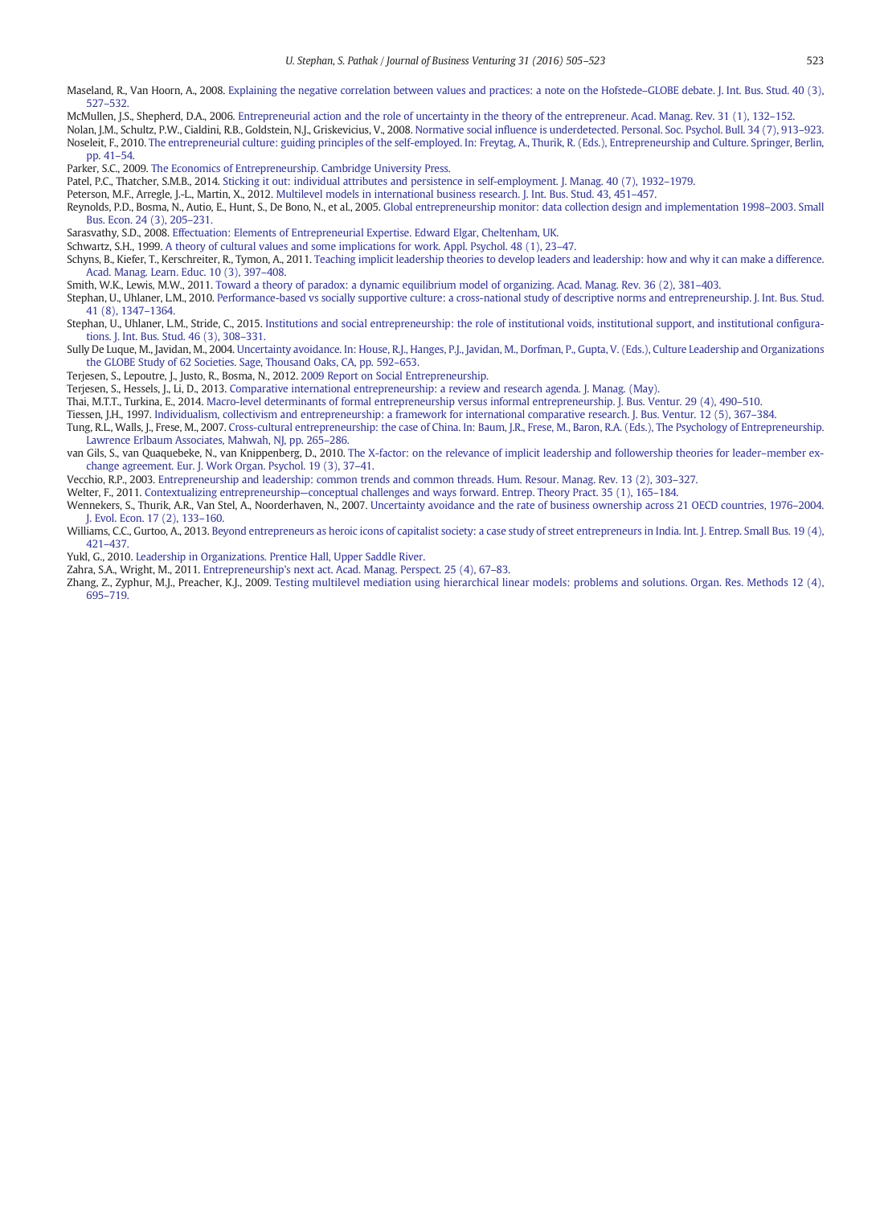Maseland, R., Van Hoorn, A., 2008. Explaining the negative correlation between values and practices: a note on the Hofstede–GLOBE debate. J. Int. Bus. Stud. 40 (3), 527–532.

McMullen, J.S., Shepherd, D.A., 2006. Entrepreneurial action and the role of uncertainty in the theory of the entrepreneur. Acad. Manag. Rev. 31 (1), 132–152.

Nolan, J.M., Schultz, P.W., Cialdini, R.B., Goldstein, N.J., Griskevicius, V., 2008. Normative social influence is underdetected. Personal. Soc. Psychol. Bull. 34 (7), 913–923.

Noseleit, F., 2010. The entrepreneurial culture: guiding principles of the self-employed. In: Freytag, A., Thurik, R. (Eds.), Entrepreneurship and Culture. Springer, Berlin, pp. 41–54.

Parker, S.C., 2009. The Economics of Entrepreneurship. Cambridge University Press.

Patel, P.C., Thatcher, S.M.B., 2014. Sticking it out: individual attributes and persistence in self-employment. J. Manag. 40 (7), 1932–1979.

Peterson, M.F., Arregle, J.-L., Martin, X., 2012. Multilevel models in international business research. J. Int. Bus. Stud. 43, 451–457.

Reynolds, P.D., Bosma, N., Autio, E., Hunt, S., De Bono, N., et al., 2005. Global entrepreneurship monitor: data collection design and implementation 1998–2003. Small Bus. Econ. 24 (3), 205–231.

Sarasvathy, S.D., 2008. Effectuation: Elements of Entrepreneurial Expertise. Edward Elgar, Cheltenham, UK.

Schwartz, S.H., 1999. A theory of cultural values and some implications for work. Appl. Psychol. 48 (1), 23–47.

Schyns, B., Kiefer, T., Kerschreiter, R., Tymon, A., 2011. Teaching implicit leadership theories to develop leaders and leadership: how and why it can make a difference. Acad. Manag. Learn. Educ. 10 (3), 397–408.

Smith, W.K., Lewis, M.W., 2011. Toward a theory of paradox: a dynamic equilibrium model of organizing. Acad. Manag. Rev. 36 (2), 381–403.

Stephan, U., Uhlaner, L.M., 2010. Performance-based vs socially supportive culture: a cross-national study of descriptive norms and entrepreneurship. J. Int. Bus. Stud. 41 (8), 1347–1364.

Stephan, U., Uhlaner, L.M., Stride, C., 2015. Institutions and social entrepreneurship: the role of institutional voids, institutional support, and institutional configurations. J. Int. Bus. Stud. 46 (3), 308–331.

Sully De Luque, M., Javidan, M., 2004. Uncertainty avoidance. In: House, R.J., Hanges, P.J., Javidan, M., Dorfman, P., Gupta, V. (Eds.), Culture Leadership and Organizations the GLOBE Study of 62 Societies. Sage, Thousand Oaks, CA, pp. 592–653.

Terjesen, S., Lepoutre, J., Justo, R., Bosma, N., 2012. 2009 Report on Social Entrepreneurship.

Terjesen, S., Hessels, J., Li, D., 2013. Comparative international entrepreneurship: a review and research agenda. J. Manag. (May).

Thai, M.T.T., Turkina, E., 2014. Macro-level determinants of formal entrepreneurship versus informal entrepreneurship. J. Bus. Ventur. 29 (4), 490–510.

Tiessen, J.H., 1997. Individualism, collectivism and entrepreneurship: a framework for international comparative research. J. Bus. Ventur. 12 (5), 367–384.

Tung, R.L., Walls, J., Frese, M., 2007. Cross-cultural entrepreneurship: the case of China. In: Baum, J.R., Frese, M., Baron, R.A. (Eds.), The Psychology of Entrepreneurship. Lawrence Erlbaum Associates, Mahwah, NJ, pp. 265–286.

van Gils, S., van Quaquebeke, N., van Knippenberg, D., 2010. The X-factor: on the relevance of implicit leadership and followership theories for leader–member exchange agreement. Eur. J. Work Organ. Psychol. 19 (3), 37–41.

Vecchio, R.P., 2003. Entrepreneurship and leadership: common trends and common threads. Hum. Resour. Manag. Rev. 13 (2), 303–327.

Welter, F., 2011. Contextualizing entrepreneurship—conceptual challenges and ways forward. Entrep. Theory Pract. 35 (1), 165–184.

Wennekers, S., Thurik, A.R., Van Stel, A., Noorderhaven, N., 2007. Uncertainty avoidance and the rate of business ownership across 21 OECD countries, 1976–2004. J. Evol. Econ. 17 (2), 133–160.

Williams, C.C., Gurtoo, A., 2013. Beyond entrepreneurs as heroic icons of capitalist society: a case study of street entrepreneurs in India. Int. J. Entrep. Small Bus. 19 (4), 421–437.

Yukl, G., 2010. Leadership in Organizations. Prentice Hall, Upper Saddle River.

Zahra, S.A., Wright, M., 2011. Entrepreneurship's next act. Acad. Manag. Perspect. 25 (4), 67–83.

Zhang, Z., Zyphur, M.J., Preacher, K.J., 2009. Testing multilevel mediation using hierarchical linear models: problems and solutions. Organ. Res. Methods 12 (4), 695–719.